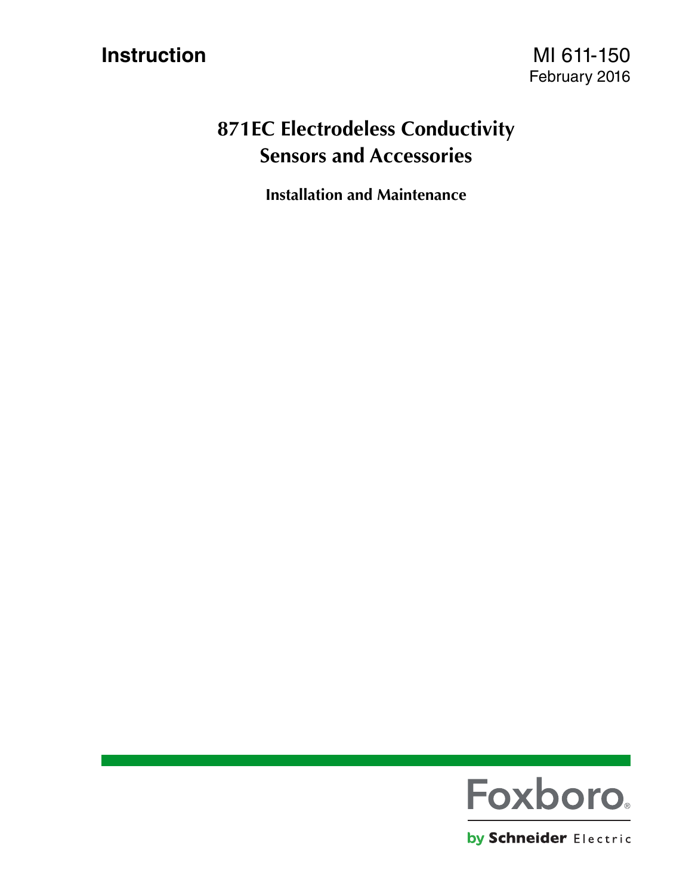**Instruction**

MI 611-150
February 2016

# 871EC Electrodeless Conductivity Sensors and Accessories

## Installation and Maintenance

Foxboro®

by Schneider Electric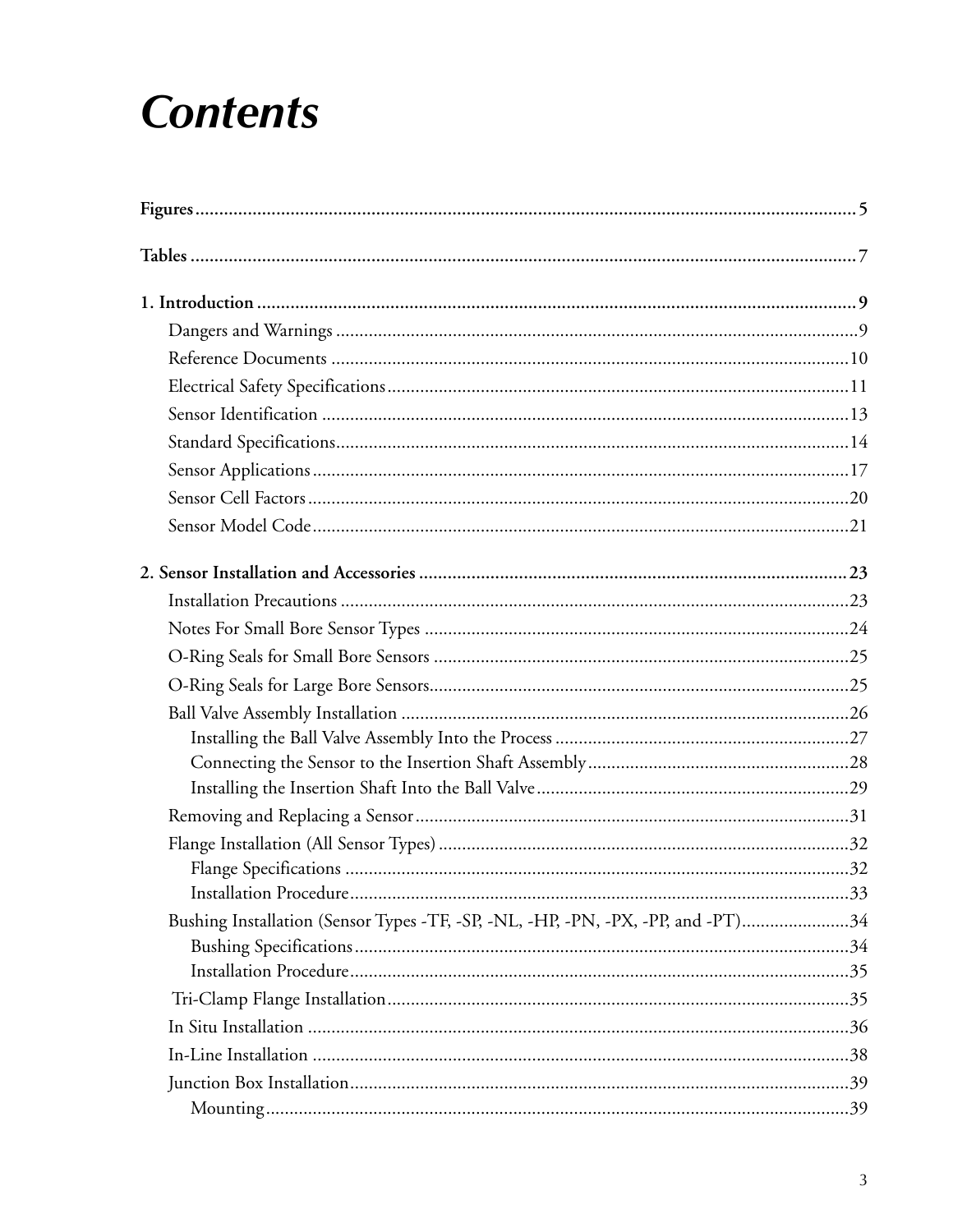# Contents

**Figures** ........................................................................................................................... 5

**Tables** ............................................................................................................................ 7

**1. Introduction** ............................................................................................................... 9

Dangers and Warnings .............................................................................................. 9

Reference Documents .............................................................................................. 10

Electrical Safety Specifications .................................................................................. 11

Sensor Identification ................................................................................................ 13

Standard Specifications ............................................................................................. 14

Sensor Applications .................................................................................................. 17

Sensor Cell Factors ................................................................................................... 20

Sensor Model Code .................................................................................................. 21

**2. Sensor Installation and Accessories** ........................................................................... 23

Installation Precautions ............................................................................................. 23

Notes For Small Bore Sensor Types ........................................................................... 24

O-Ring Seals for Small Bore Sensors ......................................................................... 25

O-Ring Seals for Large Bore Sensors .......................................................................... 25

Ball Valve Assembly Installation ................................................................................ 26

Installing the Ball Valve Assembly Into the Process ............................................... 27

Connecting the Sensor to the Insertion Shaft Assembly ......................................... 28

Installing the Insertion Shaft Into the Ball Valve ................................................... 29

Removing and Replacing a Sensor ............................................................................. 31

Flange Installation (All Sensor Types) ........................................................................ 32

Flange Specifications ............................................................................................ 32

Installation Procedure ........................................................................................... 33

Bushing Installation (Sensor Types -TF, -SP, -NL, -HP, -PN, -PX, -PP, and -PT) ....................... 34

Bushing Specifications .......................................................................................... 34

Installation Procedure ........................................................................................... 35

Tri-Clamp Flange Installation .................................................................................. 35

In Situ Installation .................................................................................................... 36

In-Line Installation ................................................................................................... 38

Junction Box Installation ........................................................................................... 39

Mounting ............................................................................................................. 39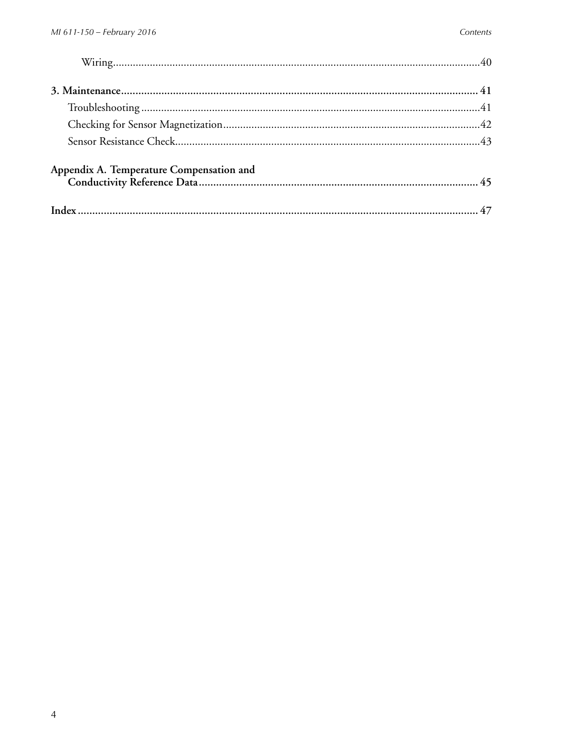Wiring....................................................................................................................................40

**3. Maintenance.............................................................................................................................. 41**

Troubleshooting .........................................................................................................................41

Checking for Sensor Magnetization...........................................................................................42

Sensor Resistance Check............................................................................................................43

**Appendix A. Temperature Compensation and Conductivity Reference Data................................................................................... 45**

**Index.............................................................................................................................................. 47**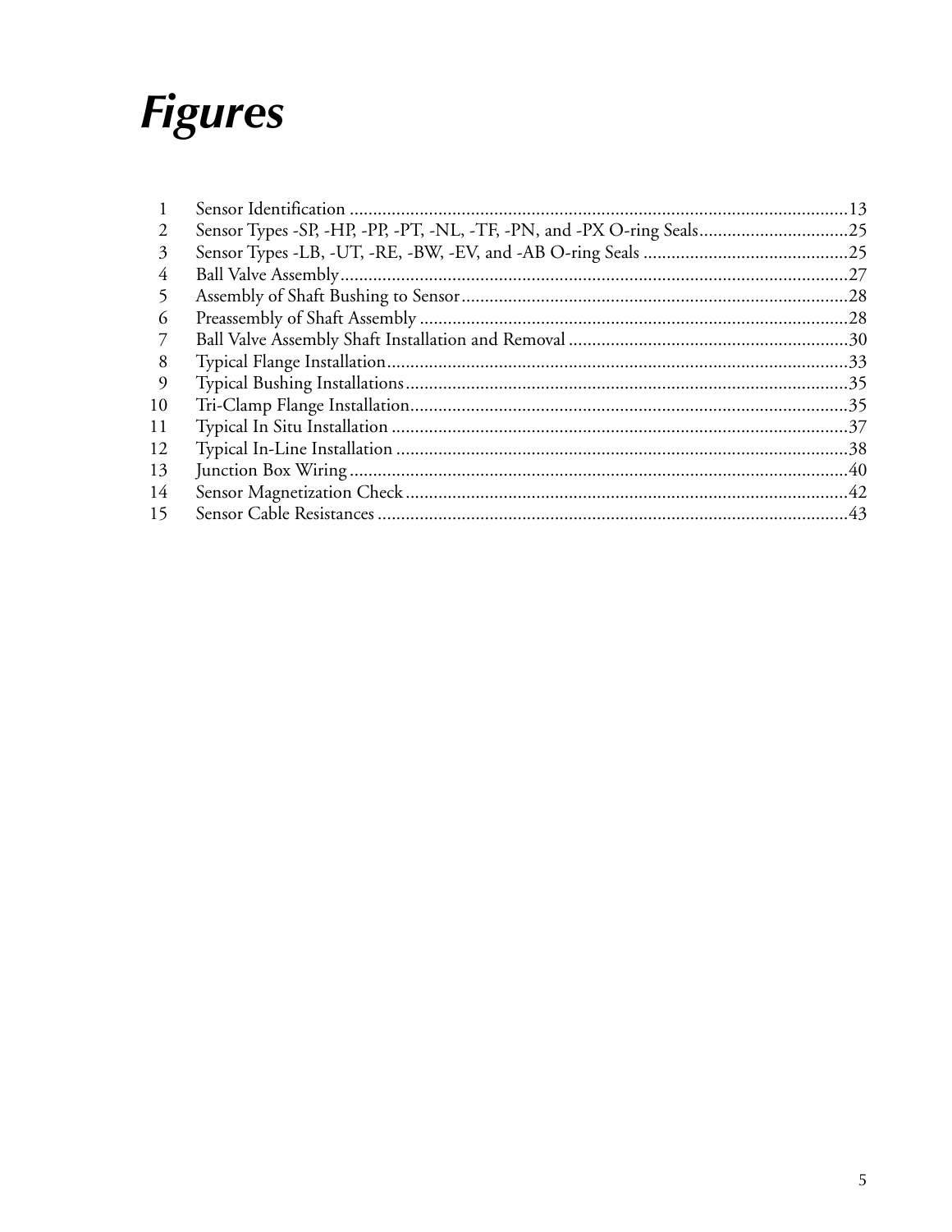# Figures

| | | |
|---|---|---|
| 1 | Sensor Identification | 13 |
| 2 | Sensor Types -SP, -HP, -PP, -PT, -NL, -TF, -PN, and -PX O-ring Seals | 25 |
| 3 | Sensor Types -LB, -UT, -RE, -BW, -EV, and -AB O-ring Seals | 25 |
| 4 | Ball Valve Assembly | 27 |
| 5 | Assembly of Shaft Bushing to Sensor | 28 |
| 6 | Preassembly of Shaft Assembly | 28 |
| 7 | Ball Valve Assembly Shaft Installation and Removal | 30 |
| 8 | Typical Flange Installation | 33 |
| 9 | Typical Bushing Installations | 35 |
| 10 | Tri-Clamp Flange Installation | 35 |
| 11 | Typical In Situ Installation | 37 |
| 12 | Typical In-Line Installation | 38 |
| 13 | Junction Box Wiring | 40 |
| 14 | Sensor Magnetization Check | 42 |
| 15 | Sensor Cable Resistances | 43 |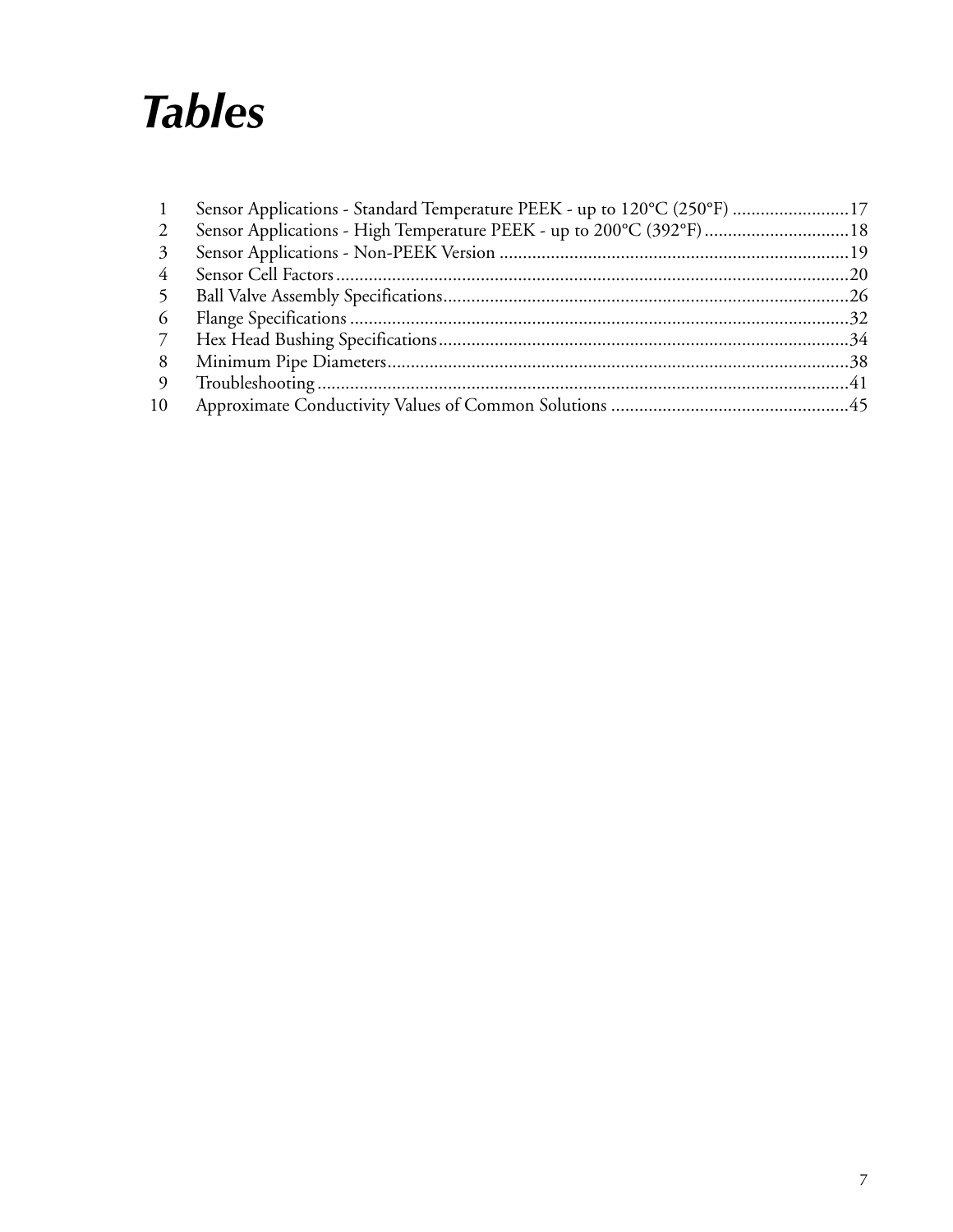# Tables

| | | |
|---|---|---|
| 1 | Sensor Applications - Standard Temperature PEEK - up to 120°C (250°F) | 17 |
| 2 | Sensor Applications - High Temperature PEEK - up to 200°C (392°F) | 18 |
| 3 | Sensor Applications - Non-PEEK Version | 19 |
| 4 | Sensor Cell Factors | 20 |
| 5 | Ball Valve Assembly Specifications | 26 |
| 6 | Flange Specifications | 32 |
| 7 | Hex Head Bushing Specifications | 34 |
| 8 | Minimum Pipe Diameters | 38 |
| 9 | Troubleshooting | 41 |
| 10 | Approximate Conductivity Values of Common Solutions | 45 |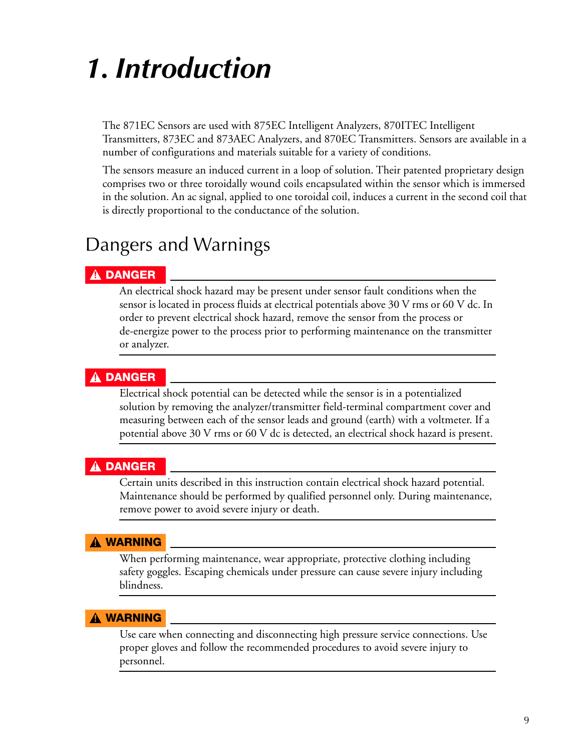# 1. Introduction

The 871EC Sensors are used with 875EC Intelligent Analyzers, 870ITEC Intelligent Transmitters, 873EC and 873AEC Analyzers, and 870EC Transmitters. Sensors are available in a number of configurations and materials suitable for a variety of conditions.

The sensors measure an induced current in a loop of solution. Their patented proprietary design comprises two or three toroidally wound coils encapsulated within the sensor which is immersed in the solution. An ac signal, applied to one toroidal coil, induces a current in the second coil that is directly proportional to the conductance of the solution.

## Dangers and Warnings

**⚠ DANGER**

An electrical shock hazard may be present under sensor fault conditions when the sensor is located in process fluids at electrical potentials above 30 V rms or 60 V dc. In order to prevent electrical shock hazard, remove the sensor from the process or de-energize power to the process prior to performing maintenance on the transmitter or analyzer.

**⚠ DANGER**

Electrical shock potential can be detected while the sensor is in a potentialized solution by removing the analyzer/transmitter field-terminal compartment cover and measuring between each of the sensor leads and ground (earth) with a voltmeter. If a potential above 30 V rms or 60 V dc is detected, an electrical shock hazard is present.

**⚠ DANGER**

Certain units described in this instruction contain electrical shock hazard potential. Maintenance should be performed by qualified personnel only. During maintenance, remove power to avoid severe injury or death.

**⚠ WARNING**

When performing maintenance, wear appropriate, protective clothing including safety goggles. Escaping chemicals under pressure can cause severe injury including blindness.

**⚠ WARNING**

Use care when connecting and disconnecting high pressure service connections. Use proper gloves and follow the recommended procedures to avoid severe injury to personnel.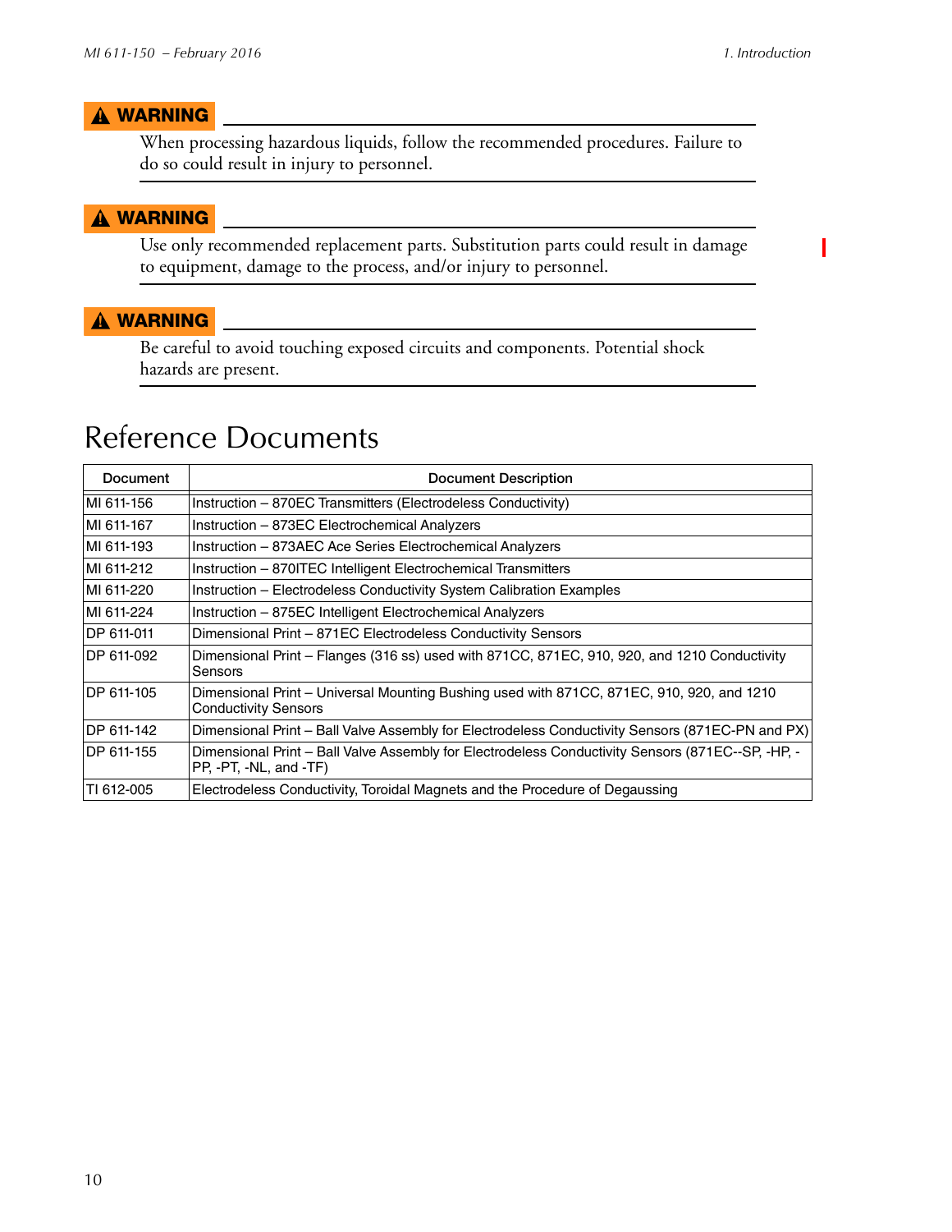**⚠ WARNING**

When processing hazardous liquids, follow the recommended procedures. Failure to do so could result in injury to personnel.

**⚠ WARNING**

Use only recommended replacement parts. Substitution parts could result in damage to equipment, damage to the process, and/or injury to personnel.

**⚠ WARNING**

Be careful to avoid touching exposed circuits and components. Potential shock hazards are present.

# Reference Documents

| Document | Document Description |
|---|---|
| MI 611-156 | Instruction – 870EC Transmitters (Electrodeless Conductivity) |
| MI 611-167 | Instruction – 873EC Electrochemical Analyzers |
| MI 611-193 | Instruction – 873AEC Ace Series Electrochemical Analyzers |
| MI 611-212 | Instruction – 870ITEC Intelligent Electrochemical Transmitters |
| MI 611-220 | Instruction – Electrodeless Conductivity System Calibration Examples |
| MI 611-224 | Instruction – 875EC Intelligent Electrochemical Analyzers |
| DP 611-011 | Dimensional Print – 871EC Electrodeless Conductivity Sensors |
| DP 611-092 | Dimensional Print – Flanges (316 ss) used with 871CC, 871EC, 910, 920, and 1210 Conductivity Sensors |
| DP 611-105 | Dimensional Print – Universal Mounting Bushing used with 871CC, 871EC, 910, 920, and 1210 Conductivity Sensors |
| DP 611-142 | Dimensional Print – Ball Valve Assembly for Electrodeless Conductivity Sensors (871EC-PN and PX) |
| DP 611-155 | Dimensional Print – Ball Valve Assembly for Electrodeless Conductivity Sensors (871EC--SP, -HP, -PP, -PT, -NL, and -TF) |
| TI 612-005 | Electrodeless Conductivity, Toroidal Magnets and the Procedure of Degaussing |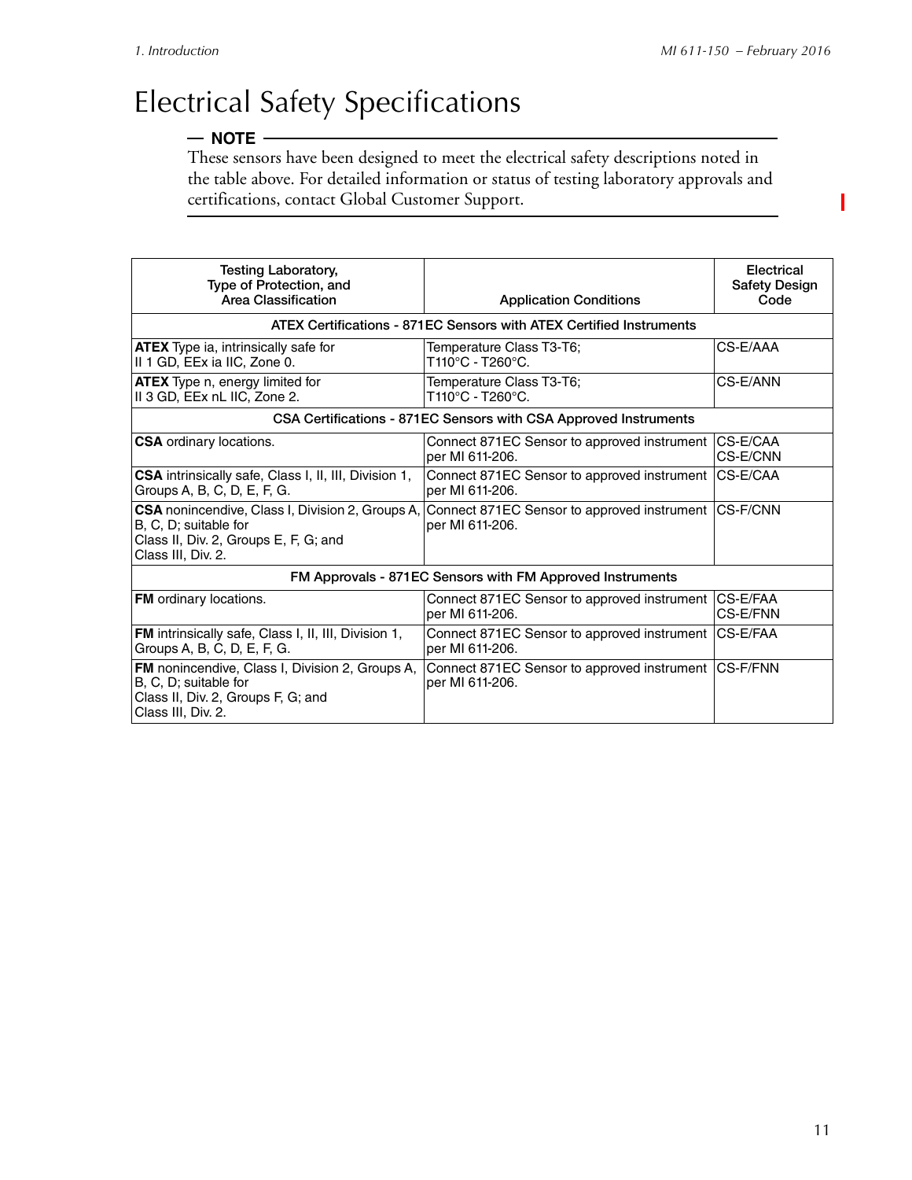# Electrical Safety Specifications

**— NOTE —**

These sensors have been designed to meet the electrical safety descriptions noted in the table above. For detailed information or status of testing laboratory approvals and certifications, contact Global Customer Support.

| Testing Laboratory, Type of Protection, and Area Classification | Application Conditions | Electrical Safety Design Code |
|---|---|---|
| ATEX Certifications - 871EC Sensors with ATEX Certified Instruments | | |
| **ATEX** Type ia, intrinsically safe for II 1 GD, EEx ia IIC, Zone 0. | Temperature Class T3-T6; T110°C - T260°C. | CS-E/AAA |
| **ATEX** Type n, energy limited for II 3 GD, EEx nL IIC, Zone 2. | Temperature Class T3-T6; T110°C - T260°C. | CS-E/ANN |
| CSA Certifications - 871EC Sensors with CSA Approved Instruments | | |
| **CSA** ordinary locations. | Connect 871EC Sensor to approved instrument per MI 611-206. | CS-E/CAA<br>CS-E/CNN |
| **CSA** intrinsically safe, Class I, II, III, Division 1, Groups A, B, C, D, E, F, G. | Connect 871EC Sensor to approved instrument per MI 611-206. | CS-E/CAA |
| **CSA** nonincendive, Class I, Division 2, Groups A, B, C, D; suitable for Class II, Div. 2, Groups E, F, G; and Class III, Div. 2. | Connect 871EC Sensor to approved instrument per MI 611-206. | CS-F/CNN |
| FM Approvals - 871EC Sensors with FM Approved Instruments | | |
| **FM** ordinary locations. | Connect 871EC Sensor to approved instrument per MI 611-206. | CS-E/FAA<br>CS-E/FNN |
| **FM** intrinsically safe, Class I, II, III, Division 1, Groups A, B, C, D, E, F, G. | Connect 871EC Sensor to approved instrument per MI 611-206. | CS-E/FAA |
| **FM** nonincendive, Class I, Division 2, Groups A, B, C, D; suitable for Class II, Div. 2, Groups F, G; and Class III, Div. 2. | Connect 871EC Sensor to approved instrument per MI 611-206. | CS-F/FNN |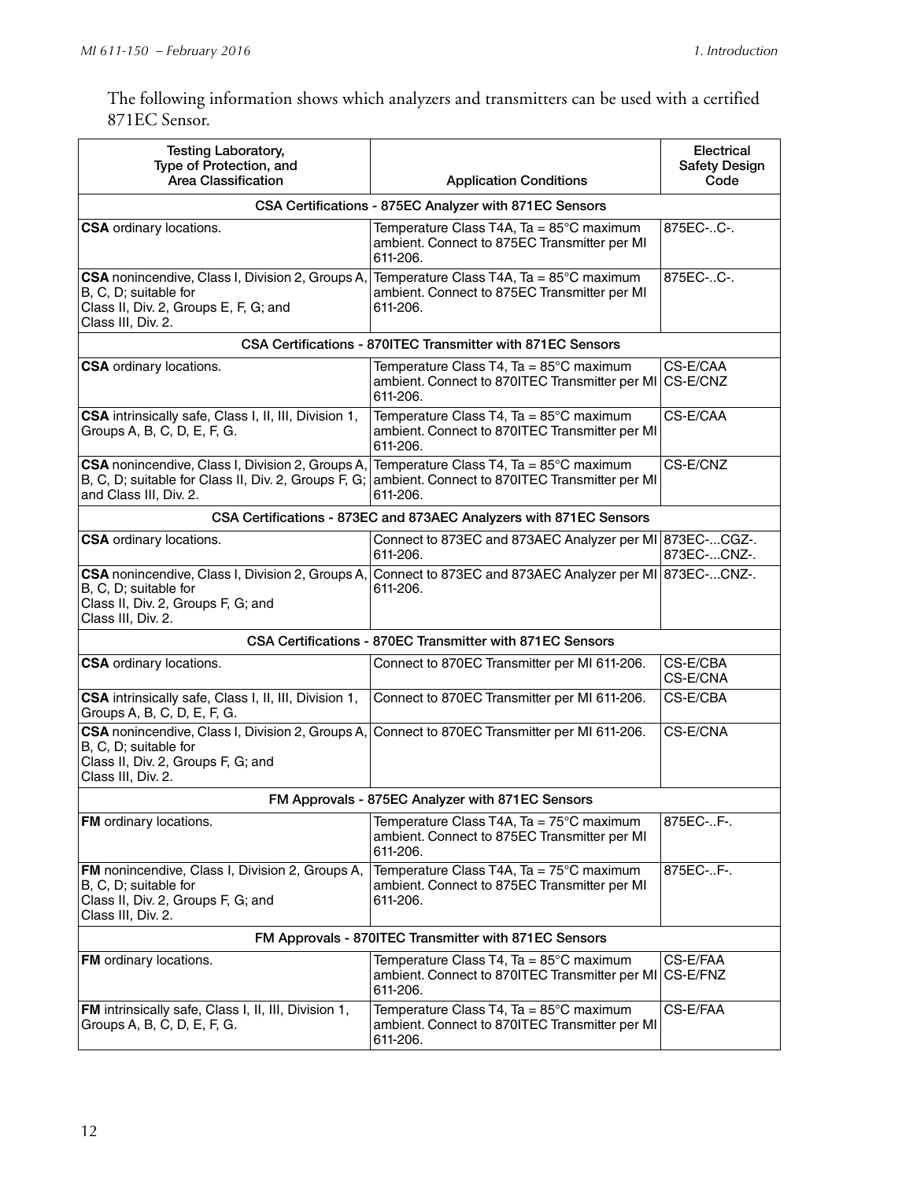The following information shows which analyzers and transmitters can be used with a certified 871EC Sensor.

| Testing Laboratory, Type of Protection, and Area Classification | Application Conditions | Electrical Safety Design Code |
|---|---|---|
| **CSA Certifications - 875EC Analyzer with 871EC Sensors** | | |
| **CSA** ordinary locations. | Temperature Class T4A, Ta = 85°C maximum ambient. Connect to 875EC Transmitter per MI 611-206. | 875EC-..C-. |
| **CSA** nonincendive, Class I, Division 2, Groups A, B, C, D; suitable for Class II, Div. 2, Groups E, F, G; and Class III, Div. 2. | Temperature Class T4A, Ta = 85°C maximum ambient. Connect to 875EC Transmitter per MI 611-206. | 875EC-..C-. |
| **CSA Certifications - 870ITEC Transmitter with 871EC Sensors** | | |
| **CSA** ordinary locations. | Temperature Class T4, Ta = 85°C maximum ambient. Connect to 870ITEC Transmitter per MI 611-206. | CS-E/CAA<br>CS-E/CNZ |
| **CSA** intrinsically safe, Class I, II, III, Division 1, Groups A, B, C, D, E, F, G. | Temperature Class T4, Ta = 85°C maximum ambient. Connect to 870ITEC Transmitter per MI 611-206. | CS-E/CAA |
| **CSA** nonincendive, Class I, Division 2, Groups A, B, C, D; suitable for Class II, Div. 2, Groups F, G; and Class III, Div. 2. | Temperature Class T4, Ta = 85°C maximum ambient. Connect to 870ITEC Transmitter per MI 611-206. | CS-E/CNZ |
| **CSA Certifications - 873EC and 873AEC Analyzers with 871EC Sensors** | | |
| **CSA** ordinary locations. | Connect to 873EC and 873AEC Analyzer per MI 611-206. | 873EC-...CGZ-.<br>873EC-...CNZ-. |
| **CSA** nonincendive, Class I, Division 2, Groups A, B, C, D; suitable for Class II, Div. 2, Groups F, G; and Class III, Div. 2. | Connect to 873EC and 873AEC Analyzer per MI 611-206. | 873EC-...CNZ-. |
| **CSA Certifications - 870EC Transmitter with 871EC Sensors** | | |
| **CSA** ordinary locations. | Connect to 870EC Transmitter per MI 611-206. | CS-E/CBA<br>CS-E/CNA |
| **CSA** intrinsically safe, Class I, II, III, Division 1, Groups A, B, C, D, E, F, G. | Connect to 870EC Transmitter per MI 611-206. | CS-E/CBA |
| **CSA** nonincendive, Class I, Division 2, Groups A, B, C, D; suitable for Class II, Div. 2, Groups F, G; and Class III, Div. 2. | Connect to 870EC Transmitter per MI 611-206. | CS-E/CNA |
| **FM Approvals - 875EC Analyzer with 871EC Sensors** | | |
| **FM** ordinary locations. | Temperature Class T4A, Ta = 75°C maximum ambient. Connect to 875EC Transmitter per MI 611-206. | 875EC-..F-. |
| **FM** nonincendive, Class I, Division 2, Groups A, B, C, D; suitable for Class II, Div. 2, Groups F, G; and Class III, Div. 2. | Temperature Class T4A, Ta = 75°C maximum ambient. Connect to 875EC Transmitter per MI 611-206. | 875EC-..F-. |
| **FM Approvals - 870ITEC Transmitter with 871EC Sensors** | | |
| **FM** ordinary locations. | Temperature Class T4, Ta = 85°C maximum ambient. Connect to 870ITEC Transmitter per MI 611-206. | CS-E/FAA<br>CS-E/FNZ |
| **FM** intrinsically safe, Class I, II, III, Division 1, Groups A, B, C, D, E, F, G. | Temperature Class T4, Ta = 85°C maximum ambient. Connect to 870ITEC Transmitter per MI 611-206. | CS-E/FAA |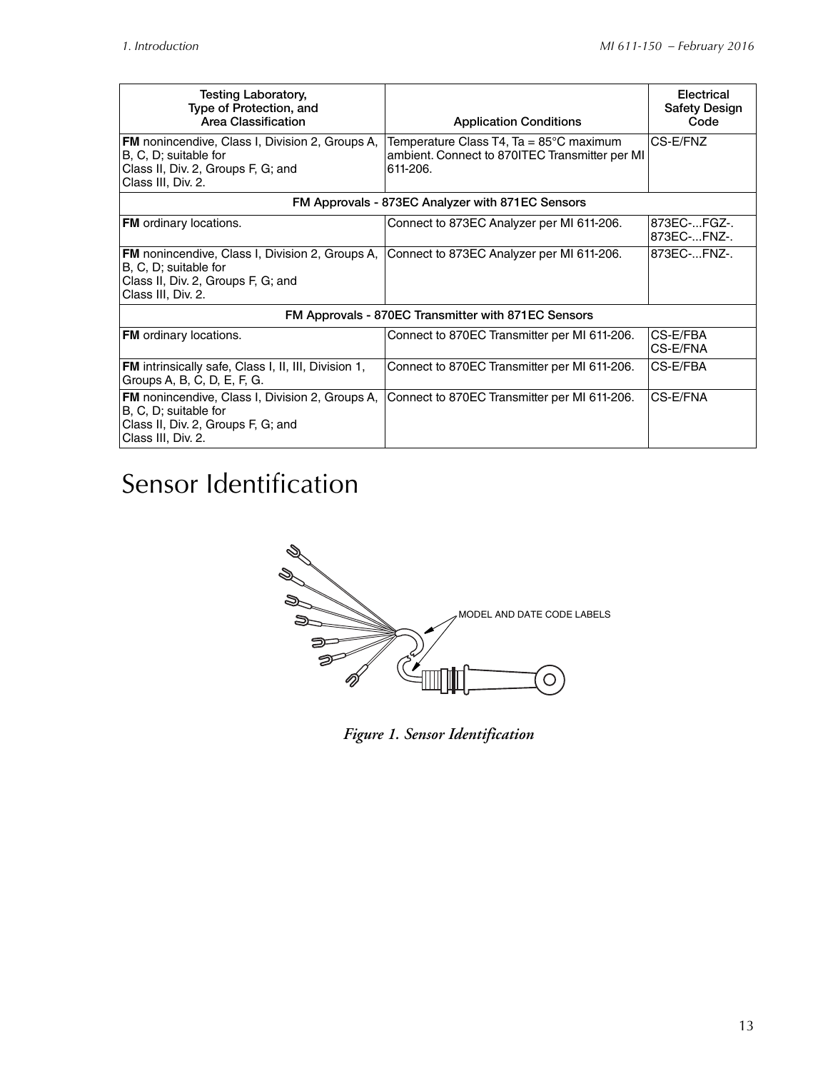| Testing Laboratory, Type of Protection, and Area Classification | Application Conditions | Electrical Safety Design Code |
|---|---|---|
| **FM** nonincendive, Class I, Division 2, Groups A, B, C, D; suitable for Class II, Div. 2, Groups F, G; and Class III, Div. 2. | Temperature Class T4, Ta = 85°C maximum ambient. Connect to 870ITEC Transmitter per MI 611-206. | CS-E/FNZ |
| FM Approvals - 873EC Analyzer with 871EC Sensors | | |
| **FM** ordinary locations. | Connect to 873EC Analyzer per MI 611-206. | 873EC-...FGZ-. 873EC-...FNZ-. |
| **FM** nonincendive, Class I, Division 2, Groups A, B, C, D; suitable for Class II, Div. 2, Groups F, G; and Class III, Div. 2. | Connect to 873EC Analyzer per MI 611-206. | 873EC-...FNZ-. |
| FM Approvals - 870EC Transmitter with 871EC Sensors | | |
| **FM** ordinary locations. | Connect to 870EC Transmitter per MI 611-206. | CS-E/FBA CS-E/FNA |
| **FM** intrinsically safe, Class I, II, III, Division 1, Groups A, B, C, D, E, F, G. | Connect to 870EC Transmitter per MI 611-206. | CS-E/FBA |
| **FM** nonincendive, Class I, Division 2, Groups A, B, C, D; suitable for Class II, Div. 2, Groups F, G; and Class III, Div. 2. | Connect to 870EC Transmitter per MI 611-206. | CS-E/FNA |

# Sensor Identification

MODEL AND DATE CODE LABELS

*Figure 1. Sensor Identification*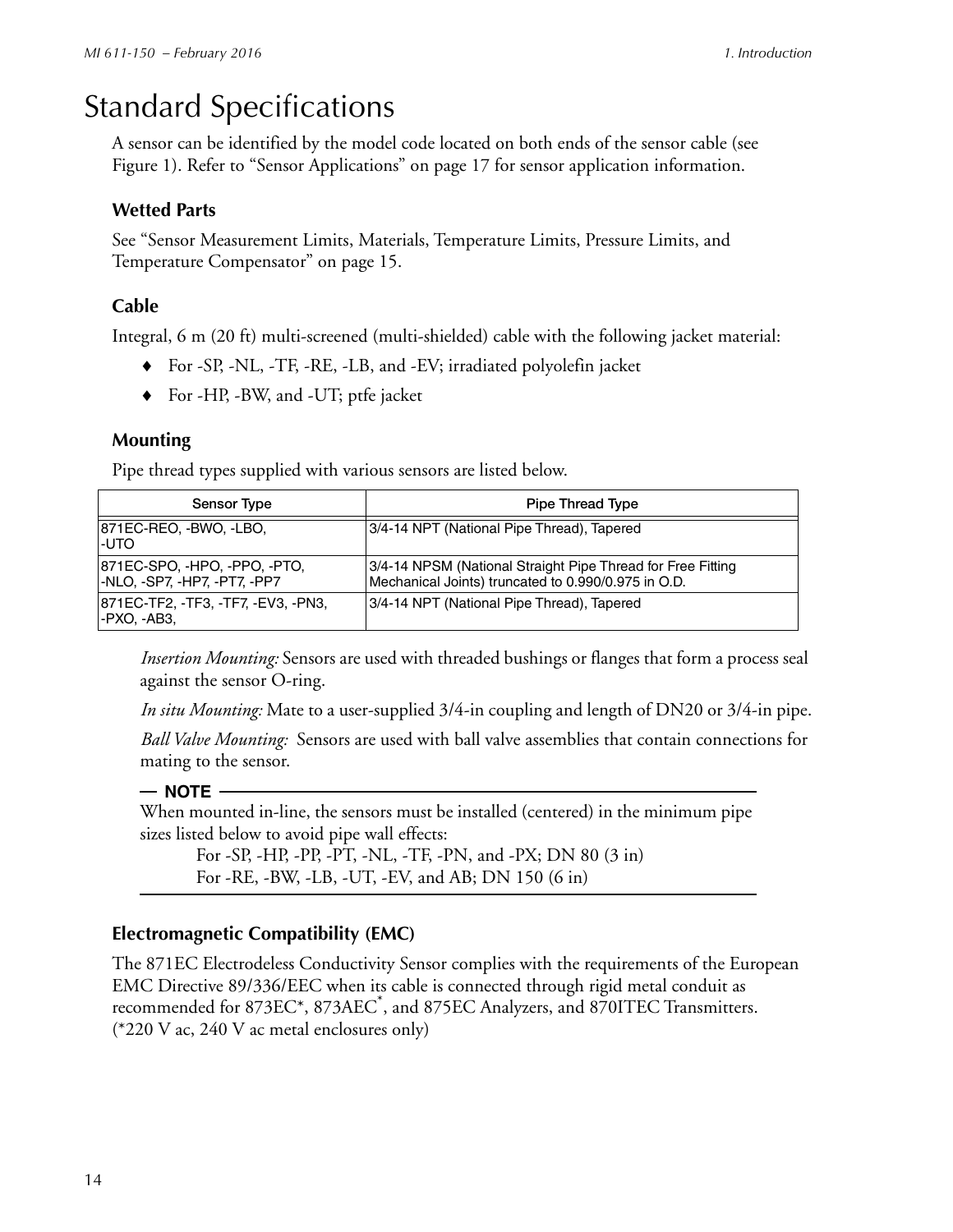# Standard Specifications

A sensor can be identified by the model code located on both ends of the sensor cable (see Figure 1). Refer to “Sensor Applications” on page 17 for sensor application information.

### Wetted Parts

See “Sensor Measurement Limits, Materials, Temperature Limits, Pressure Limits, and Temperature Compensator” on page 15.

### Cable

Integral, 6 m (20 ft) multi-screened (multi-shielded) cable with the following jacket material:

- For -SP, -NL, -TF, -RE, -LB, and -EV; irradiated polyolefin jacket
- For -HP, -BW, and -UT; ptfe jacket

### Mounting

Pipe thread types supplied with various sensors are listed below.

| Sensor Type | Pipe Thread Type |
|---|---|
| 871EC-REO, -BWO, -LBO, -UTO | 3/4-14 NPT (National Pipe Thread), Tapered |
| 871EC-SPO, -HPO, -PPO, -PTO, -NLO, -SP7, -HP7, -PT7, -PP7 | 3/4-14 NPSM (National Straight Pipe Thread for Free Fitting Mechanical Joints) truncated to 0.990/0.975 in O.D. |
| 871EC-TF2, -TF3, -TF7, -EV3, -PN3, -PXO, -AB3, | 3/4-14 NPT (National Pipe Thread), Tapered |

*Insertion Mounting:* Sensors are used with threaded bushings or flanges that form a process seal against the sensor O-ring.

*In situ Mounting:* Mate to a user-supplied 3/4-in coupling and length of DN20 or 3/4-in pipe.

*Ball Valve Mounting:* Sensors are used with ball valve assemblies that contain connections for mating to the sensor.

**NOTE**

When mounted in-line, the sensors must be installed (centered) in the minimum pipe sizes listed below to avoid pipe wall effects:

For -SP, -HP, -PP, -PT, -NL, -TF, -PN, and -PX; DN 80 (3 in)
For -RE, -BW, -LB, -UT, -EV, and AB; DN 150 (6 in)

### Electromagnetic Compatibility (EMC)

The 871EC Electrodeless Conductivity Sensor complies with the requirements of the European EMC Directive 89/336/EEC when its cable is connected through rigid metal conduit as recommended for 873EC*, 873AEC*, and 875EC Analyzers, and 870ITEC Transmitters. (*220 V ac, 240 V ac metal enclosures only)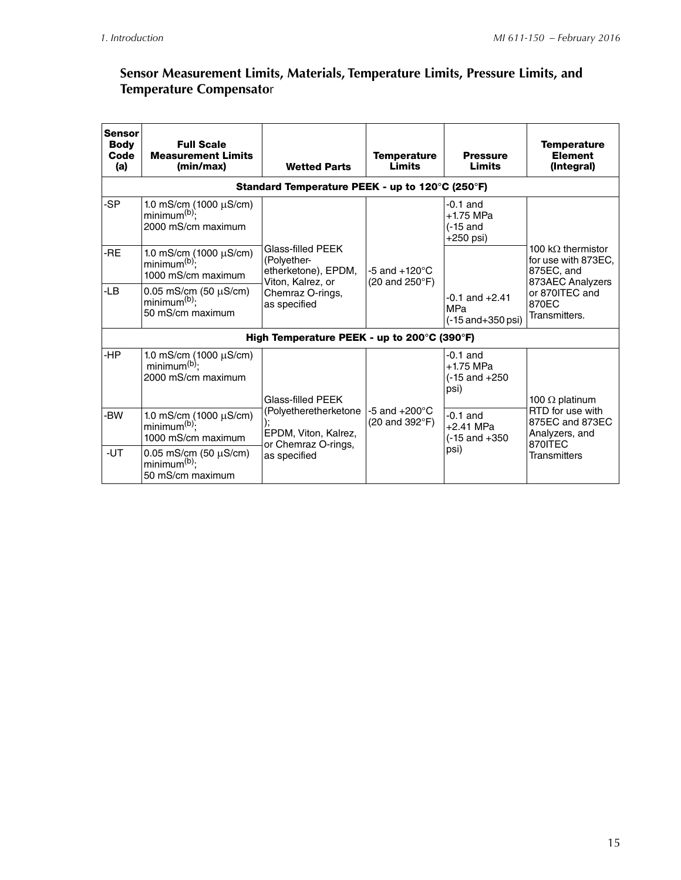## Sensor Measurement Limits, Materials, Temperature Limits, Pressure Limits, and Temperature Compensator

| Sensor Body Code (a) | Full Scale Measurement Limits (min/max) | Wetted Parts | Temperature Limits | Pressure Limits | Temperature Element (Integral) |
|---|---|---|---|---|---|
| **Standard Temperature PEEK - up to 120°C (250°F)** | | | | | |
| -SP | 1.0 mS/cm (1000 µS/cm) minimum[(b)]; 2000 mS/cm maximum | Glass-filled PEEK (Polyether-etherketone), EPDM, Viton, Kalrez, or Chemraz O-rings, as specified | -5 and +120°C (20 and 250°F) | -0.1 and +1.75 MPa (-15 and +250 psi) | 100 kΩ thermistor for use with 873EC, 875EC, and 873AEC Analyzers or 870ITEC and 870EC Transmitters. |
| -RE | 1.0 mS/cm (1000 µS/cm) minimum[(b)]; 1000 mS/cm maximum | | | -0.1 and +2.41 MPa (-15 and+350 psi) | |
| -LB | 0.05 mS/cm (50 µS/cm) minimum[(b)]; 50 mS/cm maximum | | | | |
| **High Temperature PEEK - up to 200°C (390°F)** | | | | | |
| -HP | 1.0 mS/cm (1000 µS/cm) minimum[(b)]; 2000 mS/cm maximum | Glass-filled PEEK (Polyetheretherketone); EPDM, Viton, Kalrez, or Chemraz O-rings, as specified | -5 and +200°C (20 and 392°F) | -0.1 and +1.75 MPa (-15 and +250 psi) | 100 Ω platinum RTD for use with 875EC and 873EC Analyzers, and 870ITEC Transmitters |
| -BW | 1.0 mS/cm (1000 µS/cm) minimum[(b)]; 1000 mS/cm maximum | | | -0.1 and +2.41 MPa (-15 and +350 psi) | |
| -UT | 0.05 mS/cm (50 µS/cm) minimum[(b)]; 50 mS/cm maximum | | | | |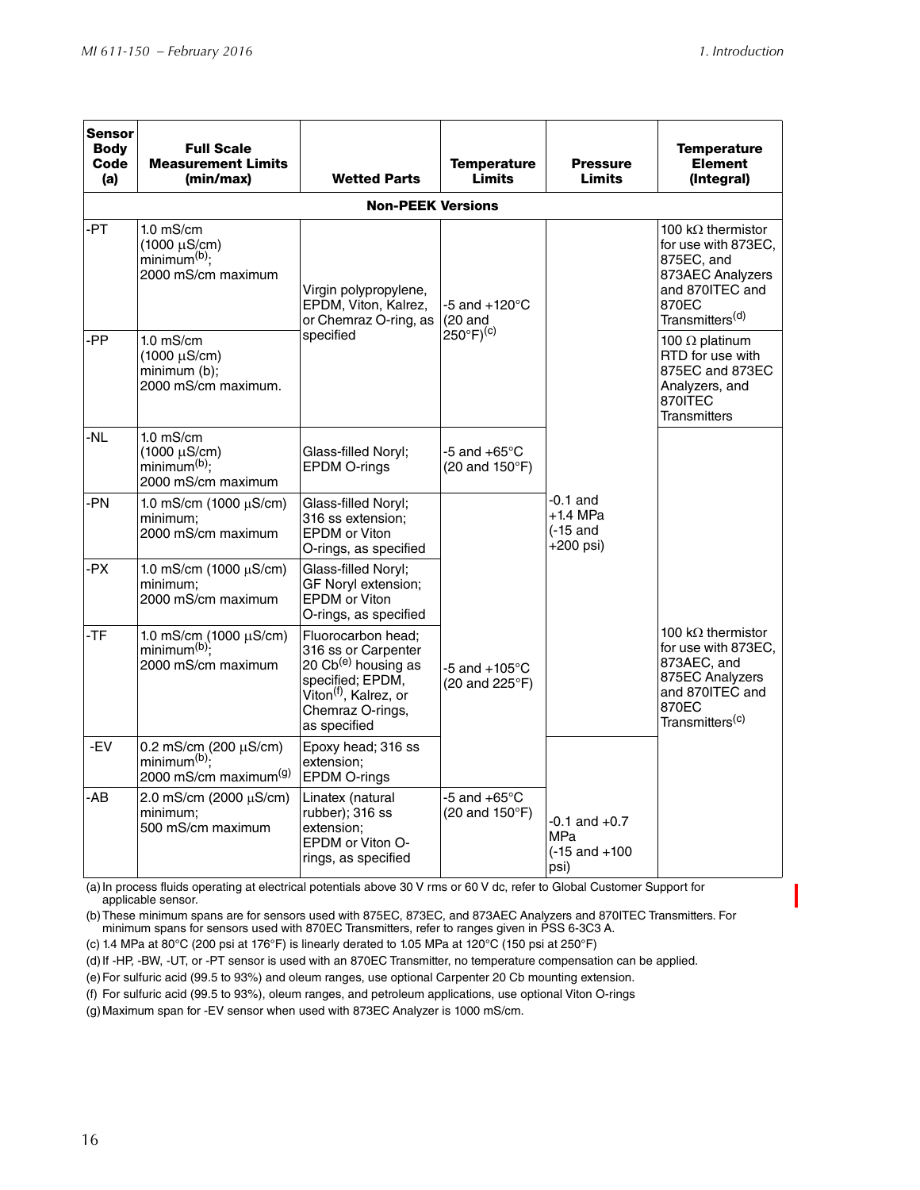| Sensor Body Code (a) | Full Scale Measurement Limits (min/max) | Wetted Parts | Temperature Limits | Pressure Limits | Temperature Element (Integral) |
|---|---|---|---|---|---|
| **Non-PEEK Versions** | | | | | |
| -PT | 1.0 mS/cm (1000 µS/cm) minimum[(b)]; 2000 mS/cm maximum | Virgin polypropylene, EPDM, Viton, Kalrez, or Chemraz O-ring, as specified | -5 and +120°C (20 and 250°F)[(c)] | -0.1 and +1.4 MPa (-15 and +200 psi) | 100 kΩ thermistor for use with 873EC, 875EC, and 873AEC Analyzers and 870ITEC and 870EC Transmitters[(d)] |
| -PP | 1.0 mS/cm (1000 µS/cm) minimum (b); 2000 mS/cm maximum. | Virgin polypropylene, EPDM, Viton, Kalrez, or Chemraz O-ring, as specified | -5 and +120°C (20 and 250°F)[(c)] | -0.1 and +1.4 MPa (-15 and +200 psi) | 100 Ω platinum RTD for use with 875EC and 873EC Analyzers, and 870ITEC Transmitters |
| -NL | 1.0 mS/cm (1000 µS/cm) minimum[(b)]; 2000 mS/cm maximum | Glass-filled Noryl; EPDM O-rings | -5 and +65°C (20 and 150°F) | -0.1 and +1.4 MPa (-15 and +200 psi) | 100 kΩ thermistor for use with 873EC, 873AEC, and 875EC Analyzers and 870ITEC and 870EC Transmitters[(c)] |
| -PN | 1.0 mS/cm (1000 µS/cm) minimum; 2000 mS/cm maximum | Glass-filled Noryl; 316 ss extension; EPDM or Viton O-rings, as specified | -5 and +105°C (20 and 225°F) | -0.1 and +1.4 MPa (-15 and +200 psi) | 100 kΩ thermistor for use with 873EC, 873AEC, and 875EC Analyzers and 870ITEC and 870EC Transmitters[(c)] |
| -PX | 1.0 mS/cm (1000 µS/cm) minimum; 2000 mS/cm maximum | Glass-filled Noryl; GF Noryl extension; EPDM or Viton O-rings, as specified | -5 and +105°C (20 and 225°F) | -0.1 and +1.4 MPa (-15 and +200 psi) | 100 kΩ thermistor for use with 873EC, 873AEC, and 875EC Analyzers and 870ITEC and 870EC Transmitters[(c)] |
| -TF | 1.0 mS/cm (1000 µS/cm) minimum[(b)]; 2000 mS/cm maximum | Fluorocarbon head; 316 ss or Carpenter 20 Cb[(e)] housing as specified; EPDM, Viton[(f)], Kalrez, or Chemraz O-rings, as specified | -5 and +105°C (20 and 225°F) | -0.1 and +1.4 MPa (-15 and +200 psi) | 100 kΩ thermistor for use with 873EC, 873AEC, and 875EC Analyzers and 870ITEC and 870EC Transmitters[(c)] |
| -EV | 0.2 mS/cm (200 µS/cm) minimum[(b)]; 2000 mS/cm maximum[(g)] | Epoxy head; 316 ss extension; EPDM O-rings | -5 and +105°C (20 and 225°F) | -0.1 and +0.7 MPa (-15 and +100 psi) | 100 kΩ thermistor for use with 873EC, 873AEC, and 875EC Analyzers and 870ITEC and 870EC Transmitters[(c)] |
| -AB | 2.0 mS/cm (2000 µS/cm) minimum; 500 mS/cm maximum | Linatex (natural rubber); 316 ss extension; EPDM or Viton O-rings, as specified | -5 and +65°C (20 and 150°F) | -0.1 and +0.7 MPa (-15 and +100 psi) | 100 kΩ thermistor for use with 873EC, 873AEC, and 875EC Analyzers and 870ITEC and 870EC Transmitters[(c)] |

(a) In process fluids operating at electrical potentials above 30 V rms or 60 V dc, refer to Global Customer Support for applicable sensor.

(b) These minimum spans are for sensors used with 875EC, 873EC, and 873AEC Analyzers and 870ITEC Transmitters. For minimum spans for sensors used with 870EC Transmitters, refer to ranges given in PSS 6-3C3 A.

(c) 1.4 MPa at 80°C (200 psi at 176°F) is linearly derated to 1.05 MPa at 120°C (150 psi at 250°F)

(d) If -HP, -BW, -UT, or -PT sensor is used with an 870EC Transmitter, no temperature compensation can be applied.

(e) For sulfuric acid (99.5 to 93%) and oleum ranges, use optional Carpenter 20 Cb mounting extension.

(f) For sulfuric acid (99.5 to 93%), oleum ranges, and petroleum applications, use optional Viton O-rings

(g) Maximum span for -EV sensor when used with 873EC Analyzer is 1000 mS/cm.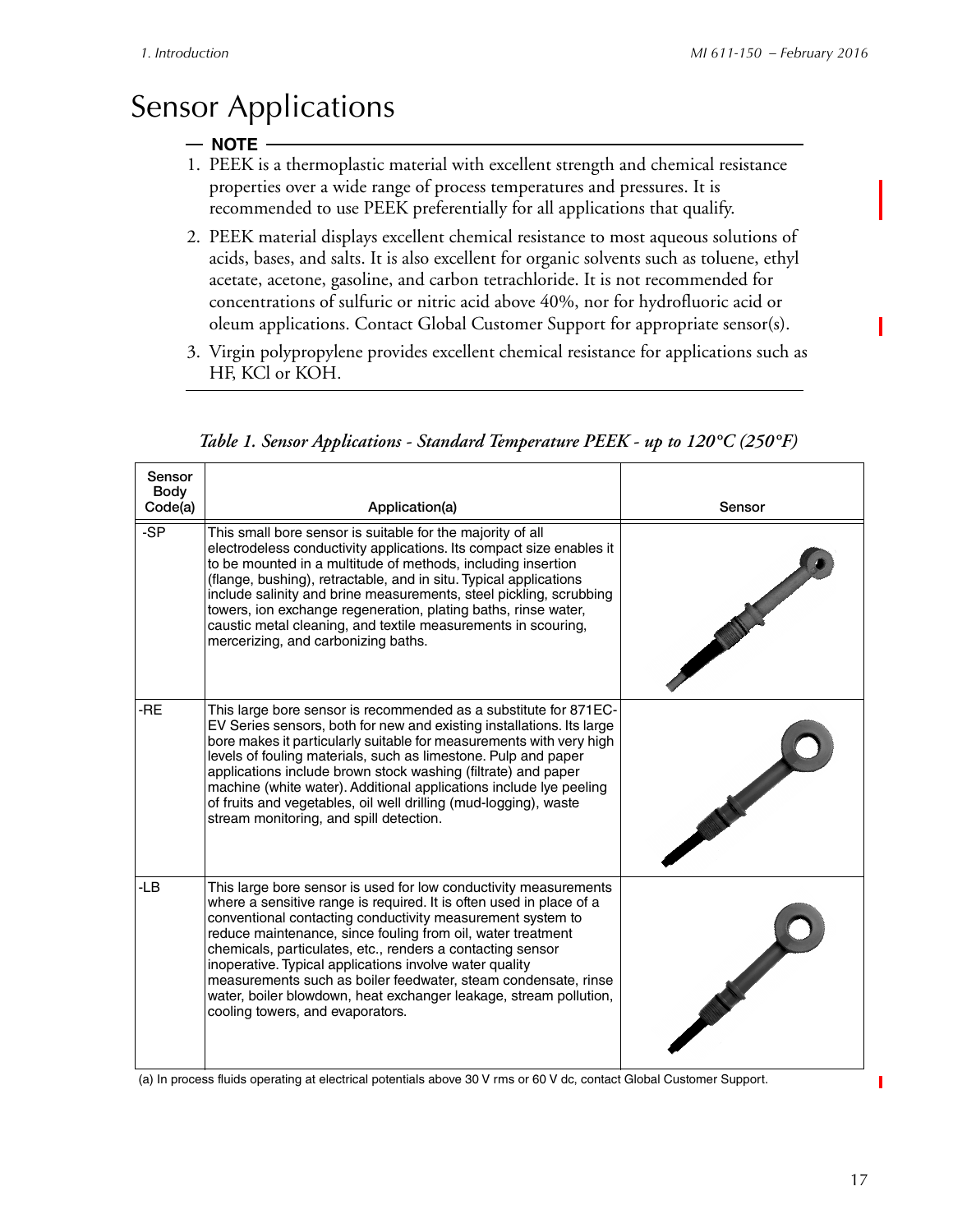# Sensor Applications

**NOTE**

1. PEEK is a thermoplastic material with excellent strength and chemical resistance properties over a wide range of process temperatures and pressures. It is recommended to use PEEK preferentially for all applications that qualify.
2. PEEK material displays excellent chemical resistance to most aqueous solutions of acids, bases, and salts. It is also excellent for organic solvents such as toluene, ethyl acetate, acetone, gasoline, and carbon tetrachloride. It is not recommended for concentrations of sulfuric or nitric acid above 40%, nor for hydrofluoric acid or oleum applications. Contact Global Customer Support for appropriate sensor(s).
3. Virgin polypropylene provides excellent chemical resistance for applications such as HF, KCl or KOH.

*Table 1. Sensor Applications - Standard Temperature PEEK - up to 120°C (250°F)*

| Sensor Body Code(a) | Application(a) | Sensor |
|---|---|---|
| -SP | This small bore sensor is suitable for the majority of all electrodeless conductivity applications. Its compact size enables it to be mounted in a multitude of methods, including insertion (flange, bushing), retractable, and in situ. Typical applications include salinity and brine measurements, steel pickling, scrubbing towers, ion exchange regeneration, plating baths, rinse water, caustic metal cleaning, and textile measurements in scouring, mercerizing, and carbonizing baths. | |
| -RE | This large bore sensor is recommended as a substitute for 871EC-EV Series sensors, both for new and existing installations. Its large bore makes it particularly suitable for measurements with very high levels of fouling materials, such as limestone. Pulp and paper applications include brown stock washing (filtrate) and paper machine (white water). Additional applications include lye peeling of fruits and vegetables, oil well drilling (mud-logging), waste stream monitoring, and spill detection. | |
| -LB | This large bore sensor is used for low conductivity measurements where a sensitive range is required. It is often used in place of a conventional contacting conductivity measurement system to reduce maintenance, since fouling from oil, water treatment chemicals, particulates, etc., renders a contacting sensor inoperative. Typical applications involve water quality measurements such as boiler feedwater, steam condensate, rinse water, boiler blowdown, heat exchanger leakage, stream pollution, cooling towers, and evaporators. | |

(a) In process fluids operating at electrical potentials above 30 V rms or 60 V dc, contact Global Customer Support.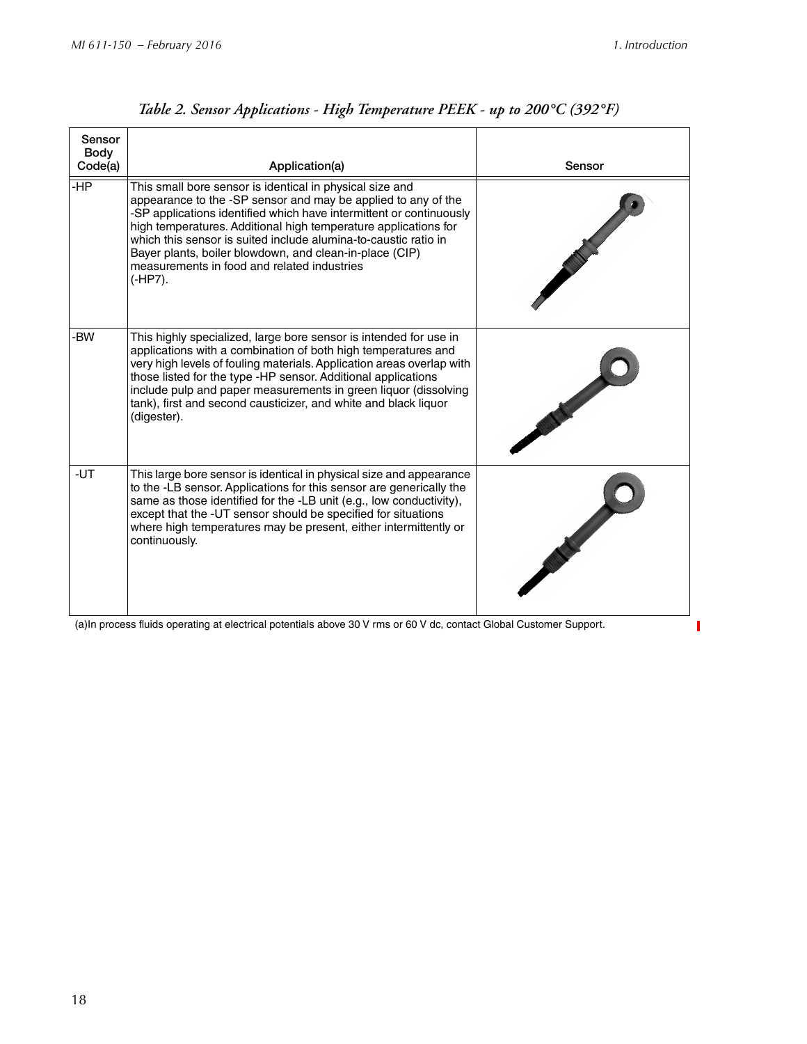*Table 2. Sensor Applications - High Temperature PEEK - up to 200°C (392°F)*

| Sensor Body Code(a) | Application(a) | Sensor |
|---|---|---|
| -HP | This small bore sensor is identical in physical size and appearance to the -SP sensor and may be applied to any of the -SP applications identified which have intermittent or continuously high temperatures. Additional high temperature applications for which this sensor is suited include alumina-to-caustic ratio in Bayer plants, boiler blowdown, and clean-in-place (CIP) measurements in food and related industries (-HP7). | |
| -BW | This highly specialized, large bore sensor is intended for use in applications with a combination of both high temperatures and very high levels of fouling materials. Application areas overlap with those listed for the type -HP sensor. Additional applications include pulp and paper measurements in green liquor (dissolving tank), first and second causticizer, and white and black liquor (digester). | |
| -UT | This large bore sensor is identical in physical size and appearance to the -LB sensor. Applications for this sensor are generically the same as those identified for the -LB unit (e.g., low conductivity), except that the -UT sensor should be specified for situations where high temperatures may be present, either intermittently or continuously. | |

(a)In process fluids operating at electrical potentials above 30 V rms or 60 V dc, contact Global Customer Support.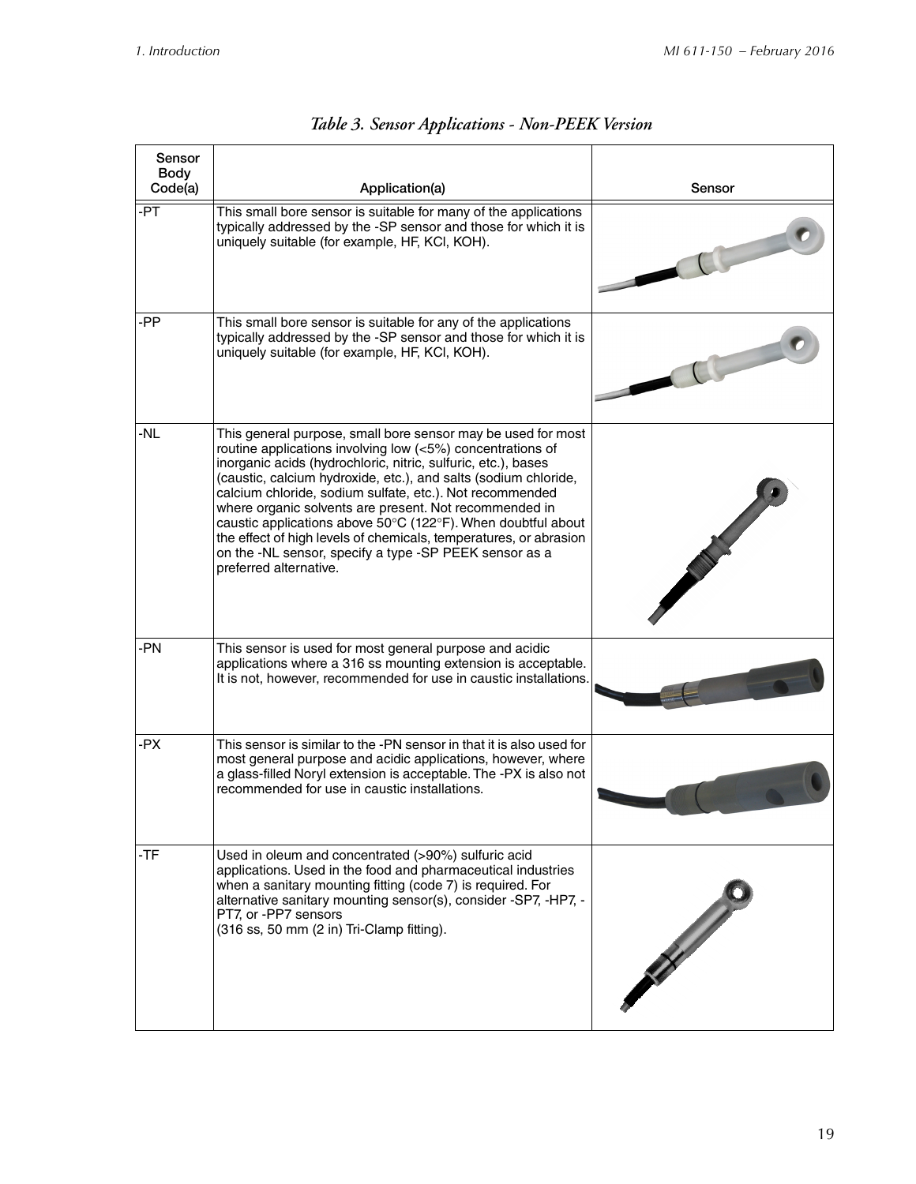*Table 3. Sensor Applications - Non-PEEK Version*

| Sensor Body Code(a) | Application(a) | Sensor |
|---|---|---|
| -PT | This small bore sensor is suitable for many of the applications typically addressed by the -SP sensor and those for which it is uniquely suitable (for example, HF, KCl, KOH). | |
| -PP | This small bore sensor is suitable for any of the applications typically addressed by the -SP sensor and those for which it is uniquely suitable (for example, HF, KCl, KOH). | |
| -NL | This general purpose, small bore sensor may be used for most routine applications involving low (<5%) concentrations of inorganic acids (hydrochloric, nitric, sulfuric, etc.), bases (caustic, calcium hydroxide, etc.), and salts (sodium chloride, calcium chloride, sodium sulfate, etc.). Not recommended where organic solvents are present. Not recommended in caustic applications above 50°C (122°F). When doubtful about the effect of high levels of chemicals, temperatures, or abrasion on the -NL sensor, specify a type -SP PEEK sensor as a preferred alternative. | |
| -PN | This sensor is used for most general purpose and acidic applications where a 316 ss mounting extension is acceptable. It is not, however, recommended for use in caustic installations. | |
| -PX | This sensor is similar to the -PN sensor in that it is also used for most general purpose and acidic applications, however, where a glass-filled Noryl extension is acceptable. The -PX is also not recommended for use in caustic installations. | |
| -TF | Used in oleum and concentrated (>90%) sulfuric acid applications. Used in the food and pharmaceutical industries when a sanitary mounting fitting (code 7) is required. For alternative sanitary mounting sensor(s), consider -SP7, -HP7, -PT7, or -PP7 sensors (316 ss, 50 mm (2 in) Tri-Clamp fitting). | |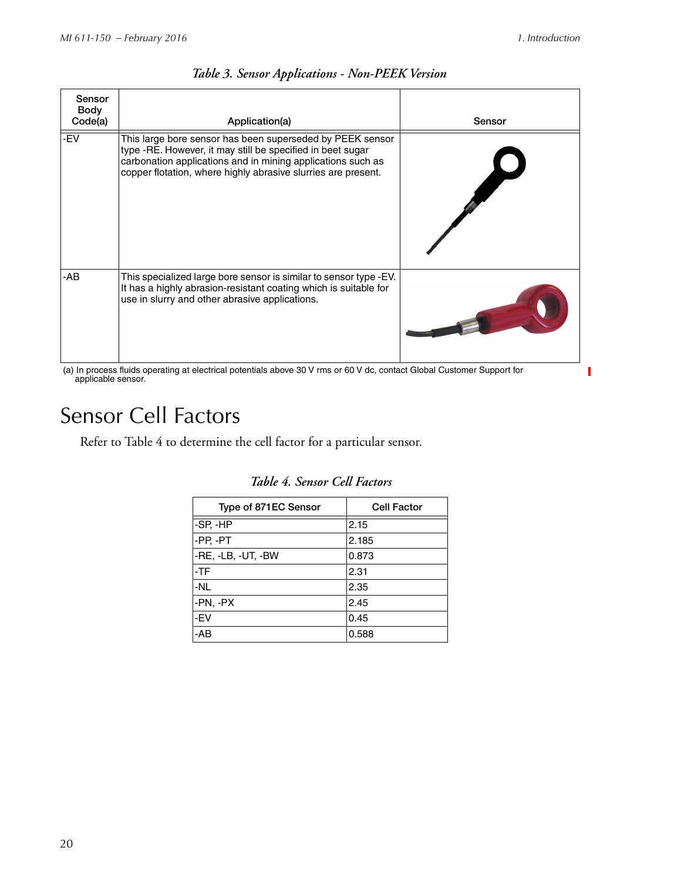*Table 3. Sensor Applications - Non-PEEK Version*

| Sensor Body Code(a) | Application(a) | Sensor |
|---|---|---|
| -EV | This large bore sensor has been superseded by PEEK sensor type -RE. However, it may still be specified in beet sugar carbonation applications and in mining applications such as copper flotation, where highly abrasive slurries are present. | |
| -AB | This specialized large bore sensor is similar to sensor type -EV. It has a highly abrasion-resistant coating which is suitable for use in slurry and other abrasive applications. | |

(a) In process fluids operating at electrical potentials above 30 V rms or 60 V dc, contact Global Customer Support for applicable sensor.

# Sensor Cell Factors

Refer to Table 4 to determine the cell factor for a particular sensor.

*Table 4. Sensor Cell Factors*

| Type of 871EC Sensor | Cell Factor |
|---|---|
| -SP, -HP | 2.15 |
| -PP, -PT | 2.185 |
| -RE, -LB, -UT, -BW | 0.873 |
| -TF | 2.31 |
| -NL | 2.35 |
| -PN, -PX | 2.45 |
| -EV | 0.45 |
| -AB | 0.588 |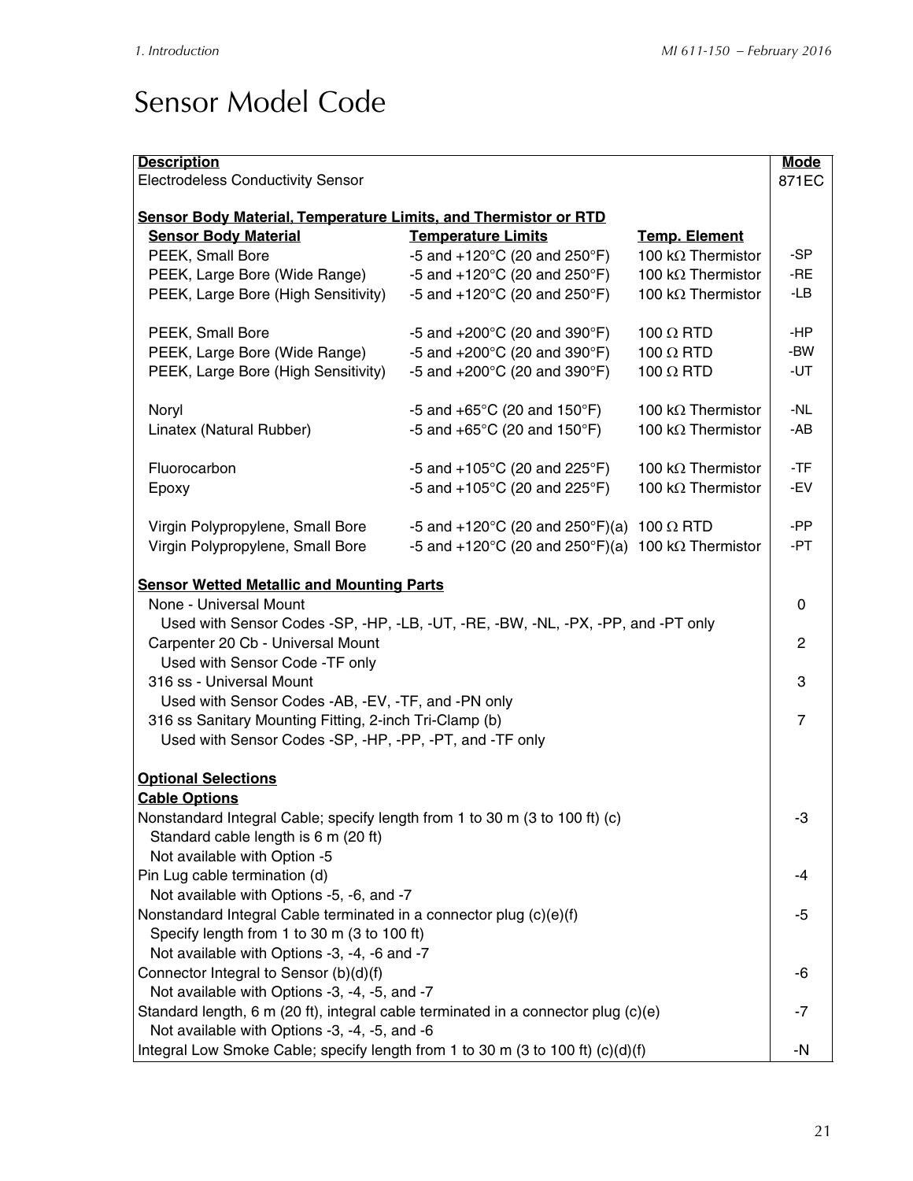# Sensor Model Code

| Description | | | Mode |
|---|---|---|---|
| Electrodeless Conductivity Sensor | | | 871EC |
| | | | |
| **Sensor Body Material, Temperature Limits, and Thermistor or RTD** | | | |
| **Sensor Body Material** | **Temperature Limits** | **Temp. Element** | |
| PEEK, Small Bore | -5 and +120°C (20 and 250°F) | 100 kΩ Thermistor | -SP |
| PEEK, Large Bore (Wide Range) | -5 and +120°C (20 and 250°F) | 100 kΩ Thermistor | -RE |
| PEEK, Large Bore (High Sensitivity) | -5 and +120°C (20 and 250°F) | 100 kΩ Thermistor | -LB |
| | | | |
| PEEK, Small Bore | -5 and +200°C (20 and 390°F) | 100 Ω RTD | -HP |
| PEEK, Large Bore (Wide Range) | -5 and +200°C (20 and 390°F) | 100 Ω RTD | -BW |
| PEEK, Large Bore (High Sensitivity) | -5 and +200°C (20 and 390°F) | 100 Ω RTD | -UT |
| | | | |
| Noryl | -5 and +65°C (20 and 150°F) | 100 kΩ Thermistor | -NL |
| Linatex (Natural Rubber) | -5 and +65°C (20 and 150°F) | 100 kΩ Thermistor | -AB |
| | | | |
| Fluorocarbon | -5 and +105°C (20 and 225°F) | 100 kΩ Thermistor | -TF |
| Epoxy | -5 and +105°C (20 and 225°F) | 100 kΩ Thermistor | -EV |
| | | | |
| Virgin Polypropylene, Small Bore | -5 and +120°C (20 and 250°F)(a) | 100 Ω RTD | -PP |
| Virgin Polypropylene, Small Bore | -5 and +120°C (20 and 250°F)(a) | 100 kΩ Thermistor | -PT |
| | | | |
| **Sensor Wetted Metallic and Mounting Parts** | | | |
| None - Universal Mount<br>Used with Sensor Codes -SP, -HP, -LB, -UT, -RE, -BW, -NL, -PX, -PP, and -PT only | | | 0 |
| Carpenter 20 Cb - Universal Mount<br>Used with Sensor Code -TF only | | | 2 |
| 316 ss - Universal Mount<br>Used with Sensor Codes -AB, -EV, -TF, and -PN only | | | 3 |
| 316 ss Sanitary Mounting Fitting, 2-inch Tri-Clamp (b)<br>Used with Sensor Codes -SP, -HP, -PP, -PT, and -TF only | | | 7 |
| | | | |
| **Optional Selections** | | | |
| **Cable Options** | | | |
| Nonstandard Integral Cable; specify length from 1 to 30 m (3 to 100 ft) (c)<br>Standard cable length is 6 m (20 ft)<br>Not available with Option -5 | | | -3 |
| Pin Lug cable termination (d)<br>Not available with Options -5, -6, and -7 | | | -4 |
| Nonstandard Integral Cable terminated in a connector plug (c)(e)(f)<br>Specify length from 1 to 30 m (3 to 100 ft)<br>Not available with Options -3, -4, -6 and -7 | | | -5 |
| Connector Integral to Sensor (b)(d)(f)<br>Not available with Options -3, -4, -5, and -7 | | | -6 |
| Standard length, 6 m (20 ft), integral cable terminated in a connector plug (c)(e)<br>Not available with Options -3, -4, -5, and -6 | | | -7 |
| Integral Low Smoke Cable; specify length from 1 to 30 m (3 to 100 ft) (c)(d)(f) | | | -N |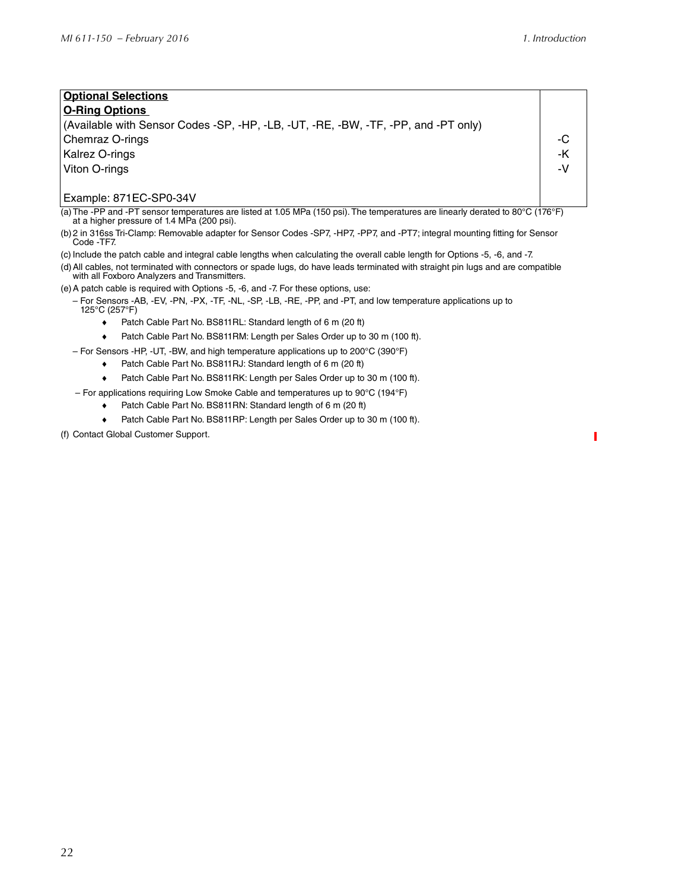| **Optional Selections** | |
|---|---|
| **O-Ring Options** | |
| (Available with Sensor Codes -SP, -HP, -LB, -UT, -RE, -BW, -TF, -PP, and -PT only) | |
| Chemraz O-rings | -C |
| Kalrez O-rings | -K |
| Viton O-rings | -V |
| Example: 871EC-SP0-34V | |

(a) The -PP and -PT sensor temperatures are listed at 1.05 MPa (150 psi). The temperatures are linearly derated to 80°C (176°F) at a higher pressure of 1.4 MPa (200 psi).

(b) 2 in 316ss Tri-Clamp: Removable adapter for Sensor Codes -SP7, -HP7, -PP7, and -PT7; integral mounting fitting for Sensor Code -TF7.

(c) Include the patch cable and integral cable lengths when calculating the overall cable length for Options -5, -6, and -7.

(d) All cables, not terminated with connectors or spade lugs, do have leads terminated with straight pin lugs and are compatible with all Foxboro Analyzers and Transmitters.

(e) A patch cable is required with Options -5, -6, and -7. For these options, use:

– For Sensors -AB, -EV, -PN, -PX, -TF, -NL, -SP, -LB, -RE, -PP, and -PT, and low temperature applications up to 125°C (257°F)

- Patch Cable Part No. BS811RL: Standard length of 6 m (20 ft)
- Patch Cable Part No. BS811RM: Length per Sales Order up to 30 m (100 ft).

– For Sensors -HP, -UT, -BW, and high temperature applications up to 200°C (390°F)

- Patch Cable Part No. BS811RJ: Standard length of 6 m (20 ft)
- Patch Cable Part No. BS811RK: Length per Sales Order up to 30 m (100 ft).

– For applications requiring Low Smoke Cable and temperatures up to 90°C (194°F)

- Patch Cable Part No. BS811RN: Standard length of 6 m (20 ft)
- Patch Cable Part No. BS811RP: Length per Sales Order up to 30 m (100 ft).

(f) Contact Global Customer Support.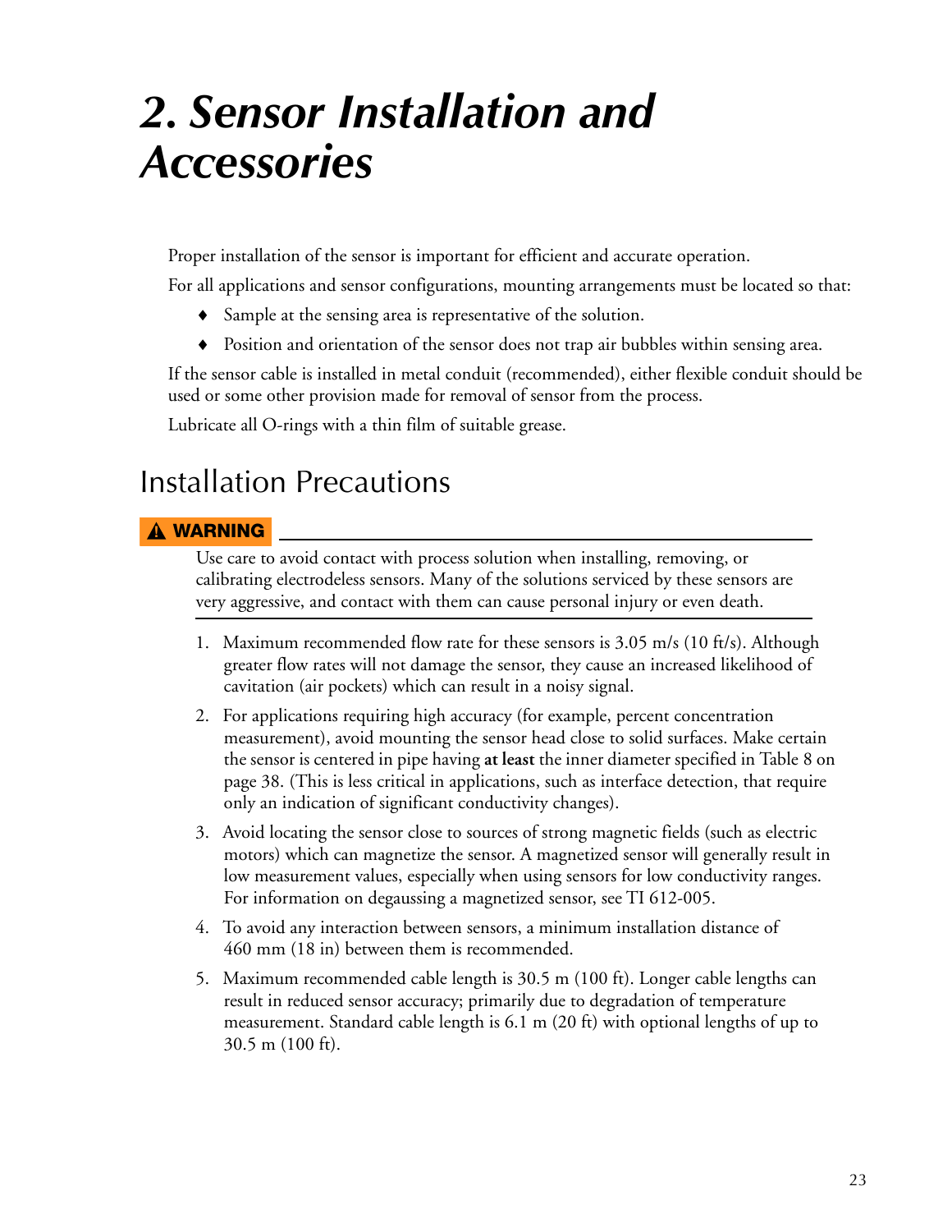# 2. Sensor Installation and Accessories

Proper installation of the sensor is important for efficient and accurate operation.

For all applications and sensor configurations, mounting arrangements must be located so that:

- Sample at the sensing area is representative of the solution.
- Position and orientation of the sensor does not trap air bubbles within sensing area.

If the sensor cable is installed in metal conduit (recommended), either flexible conduit should be used or some other provision made for removal of sensor from the process.

Lubricate all O-rings with a thin film of suitable grease.

## Installation Precautions

**⚠ WARNING**

Use care to avoid contact with process solution when installing, removing, or calibrating electrodeless sensors. Many of the solutions serviced by these sensors are very aggressive, and contact with them can cause personal injury or even death.

1. Maximum recommended flow rate for these sensors is 3.05 m/s (10 ft/s). Although greater flow rates will not damage the sensor, they cause an increased likelihood of cavitation (air pockets) which can result in a noisy signal.
2. For applications requiring high accuracy (for example, percent concentration measurement), avoid mounting the sensor head close to solid surfaces. Make certain the sensor is centered in pipe having **at least** the inner diameter specified in Table 8 on page 38. (This is less critical in applications, such as interface detection, that require only an indication of significant conductivity changes).
3. Avoid locating the sensor close to sources of strong magnetic fields (such as electric motors) which can magnetize the sensor. A magnetized sensor will generally result in low measurement values, especially when using sensors for low conductivity ranges. For information on degaussing a magnetized sensor, see TI 612-005.
4. To avoid any interaction between sensors, a minimum installation distance of 460 mm (18 in) between them is recommended.
5. Maximum recommended cable length is 30.5 m (100 ft). Longer cable lengths can result in reduced sensor accuracy; primarily due to degradation of temperature measurement. Standard cable length is 6.1 m (20 ft) with optional lengths of up to 30.5 m (100 ft).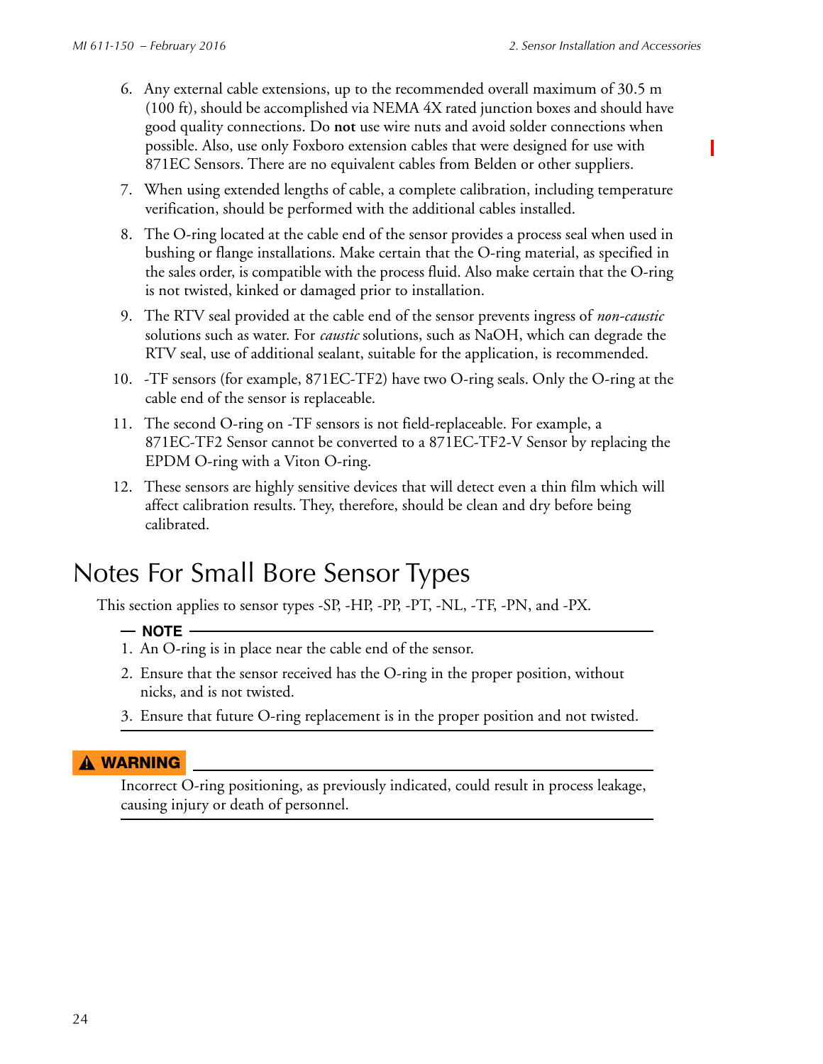6. Any external cable extensions, up to the recommended overall maximum of 30.5 m (100 ft), should be accomplished via NEMA 4X rated junction boxes and should have good quality connections. Do **not** use wire nuts and avoid solder connections when possible. Also, use only Foxboro extension cables that were designed for use with 871EC Sensors. There are no equivalent cables from Belden or other suppliers.
7. When using extended lengths of cable, a complete calibration, including temperature verification, should be performed with the additional cables installed.
8. The O-ring located at the cable end of the sensor provides a process seal when used in bushing or flange installations. Make certain that the O-ring material, as specified in the sales order, is compatible with the process fluid. Also make certain that the O-ring is not twisted, kinked or damaged prior to installation.
9. The RTV seal provided at the cable end of the sensor prevents ingress of *non-caustic* solutions such as water. For *caustic* solutions, such as NaOH, which can degrade the RTV seal, use of additional sealant, suitable for the application, is recommended.
10. -TF sensors (for example, 871EC-TF2) have two O-ring seals. Only the O-ring at the cable end of the sensor is replaceable.
11. The second O-ring on -TF sensors is not field-replaceable. For example, a 871EC-TF2 Sensor cannot be converted to a 871EC-TF2-V Sensor by replacing the EPDM O-ring with a Viton O-ring.
12. These sensors are highly sensitive devices that will detect even a thin film which will affect calibration results. They, therefore, should be clean and dry before being calibrated.

# Notes For Small Bore Sensor Types

This section applies to sensor types -SP, -HP, -PP, -PT, -NL, -TF, -PN, and -PX.

**NOTE**

1. An O-ring is in place near the cable end of the sensor.
2. Ensure that the sensor received has the O-ring in the proper position, without nicks, and is not twisted.
3. Ensure that future O-ring replacement is in the proper position and not twisted.

**⚠ WARNING**

Incorrect O-ring positioning, as previously indicated, could result in process leakage, causing injury or death of personnel.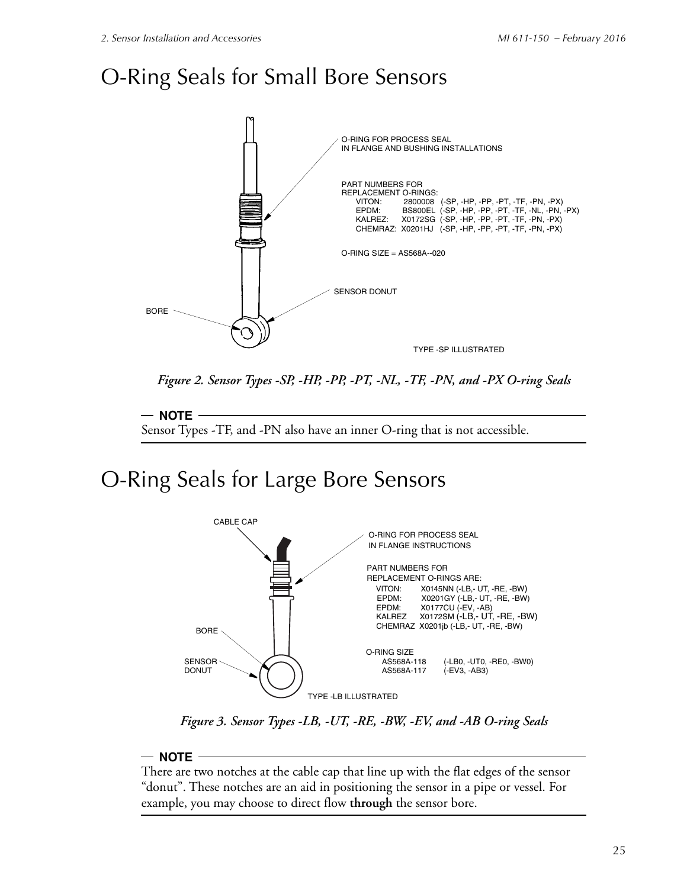# O-Ring Seals for Small Bore Sensors

O-RING FOR PROCESS SEAL IN FLANGE AND BUSHING INSTALLATIONS

PART NUMBERS FOR REPLACEMENT O-RINGS:

| | | |
|---|---|---|
| VITON: | 2800008 | (-SP, -HP, -PP, -PT, -TF, -PN, -PX) |
| EPDM: | BS800EL | (-SP, -HP, -PP, -PT, -TF, -NL, -PN, -PX) |
| KALREZ: | X0172SG | (-SP, -HP, -PP, -PT, -TF, -PN, -PX) |
| CHEMRAZ: | X0201HJ | (-SP, -HP, -PP, -PT, -TF, -PN, -PX) |

O-RING SIZE = AS568A--020

SENSOR DONUT

BORE

TYPE -SP ILLUSTRATED

*Figure 2. Sensor Types -SP, -HP, -PP, -PT, -NL, -TF, -PN, and -PX O-ring Seals*

**NOTE**

Sensor Types -TF, and -PN also have an inner O-ring that is not accessible.

# O-Ring Seals for Large Bore Sensors

CABLE CAP

O-RING FOR PROCESS SEAL IN FLANGE INSTRUCTIONS

PART NUMBERS FOR REPLACEMENT O-RINGS ARE:

| | | |
|---|---|---|
| VITON: | X0145NN | (-LB,- UT, -RE, -BW) |
| EPDM: | X0201GY | (-LB,- UT, -RE, -BW) |
| EPDM: | X0177CU | (-EV, -AB) |
| KALREZ | X0172SM | (-LB,- UT, -RE, -BW) |
| CHEMRAZ | X0201jb | (-LB,- UT, -RE, -BW) |

O-RING SIZE

| | |
|---|---|
| AS568A-118 | (-LB0, -UT0, -RE0, -BW0) |
| AS568A-117 | (-EV3, -AB3) |

BORE

SENSOR DONUT

TYPE -LB ILLUSTRATED

*Figure 3. Sensor Types -LB, -UT, -RE, -BW, -EV, and -AB O-ring Seals*

**NOTE**

There are two notches at the cable cap that line up with the flat edges of the sensor "donut". These notches are an aid in positioning the sensor in a pipe or vessel. For example, you may choose to direct flow **through** the sensor bore.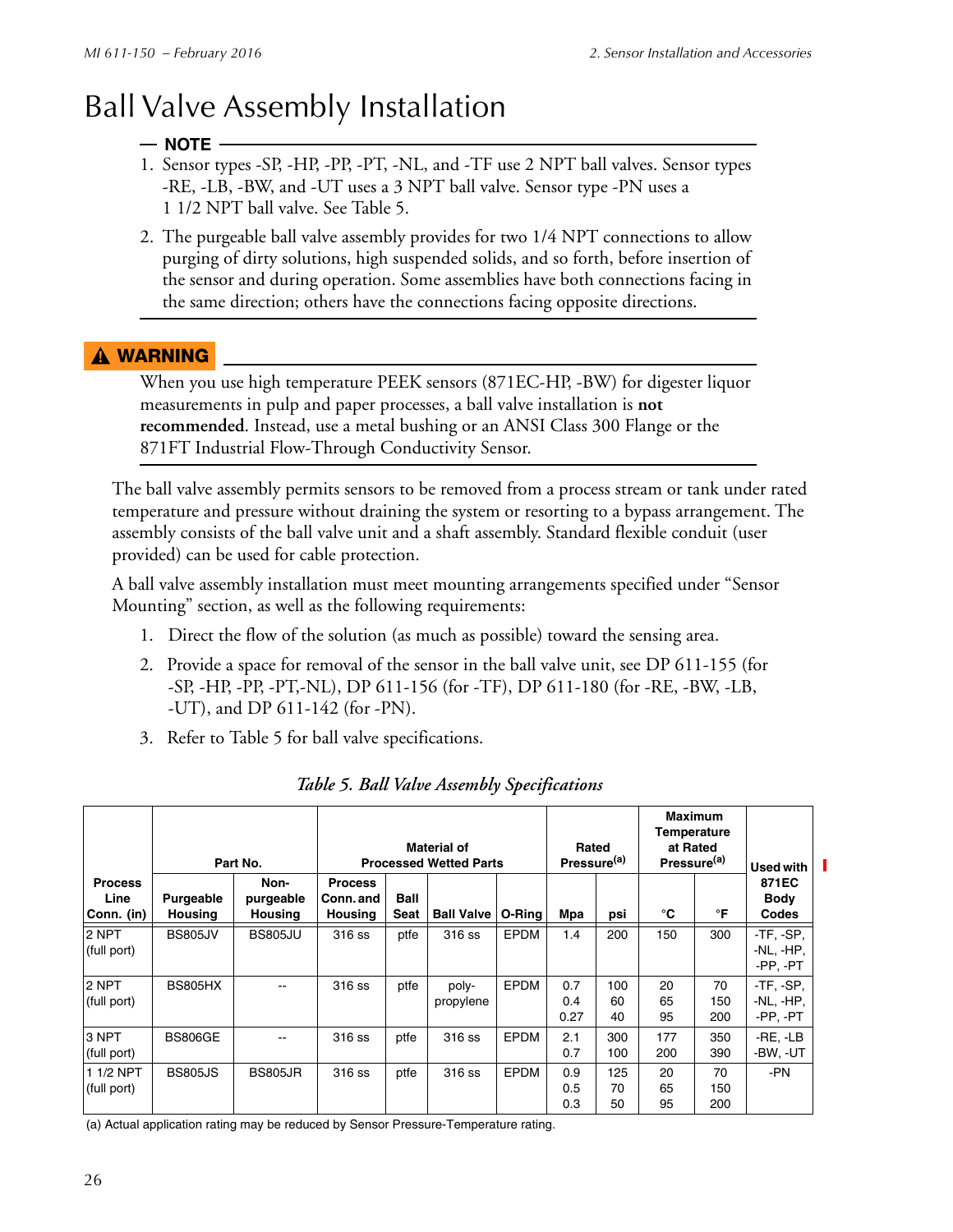# Ball Valve Assembly Installation

**— NOTE —**

1. Sensor types -SP, -HP, -PP, -PT, -NL, and -TF use 2 NPT ball valves. Sensor types -RE, -LB, -BW, and -UT uses a 3 NPT ball valve. Sensor type -PN uses a 1 1/2 NPT ball valve. See Table 5.
2. The purgeable ball valve assembly provides for two 1/4 NPT connections to allow purging of dirty solutions, high suspended solids, and so forth, before insertion of the sensor and during operation. Some assemblies have both connections facing in the same direction; others have the connections facing opposite directions.

**⚠ WARNING**

When you use high temperature PEEK sensors (871EC-HP, -BW) for digester liquor measurements in pulp and paper processes, a ball valve installation is **not recommended**. Instead, use a metal bushing or an ANSI Class 300 Flange or the 871FT Industrial Flow-Through Conductivity Sensor.

The ball valve assembly permits sensors to be removed from a process stream or tank under rated temperature and pressure without draining the system or resorting to a bypass arrangement. The assembly consists of the ball valve unit and a shaft assembly. Standard flexible conduit (user provided) can be used for cable protection.

A ball valve assembly installation must meet mounting arrangements specified under "Sensor Mounting" section, as well as the following requirements:

1. Direct the flow of the solution (as much as possible) toward the sensing area.
2. Provide a space for removal of the sensor in the ball valve unit, see DP 611-155 (for -SP, -HP, -PP, -PT,-NL), DP 611-156 (for -TF), DP 611-180 (for -RE, -BW, -LB, -UT), and DP 611-142 (for -PN).
3. Refer to Table 5 for ball valve specifications.

*Table 5. Ball Valve Assembly Specifications*

| Process Line Conn. (in) | Part No. | | Material of Processed Wetted Parts | | | | Rated Pressure[a] | | Maximum Temperature at Rated Pressure[a] | | Used with 871EC Body Codes |
|---|---|---|---|---|---|---|---|---|---|---|---|
| | Purgeable Housing | Non-purgeable Housing | Process Conn. and Housing | Ball Seat | Ball Valve | O-Ring | Mpa | psi | °C | °F | |
| 2 NPT (full port) | BS805JV | BS805JU | 316 ss | ptfe | 316 ss | EPDM | 1.4 | 200 | 150 | 300 | -TF, -SP, -NL, -HP, -PP, -PT |
| 2 NPT (full port) | BS805HX | -- | 316 ss | ptfe | poly-propylene | EPDM | 0.7<br>0.4<br>0.27 | 100<br>60<br>40 | 20<br>65<br>95 | 70<br>150<br>200 | -TF, -SP, -NL, -HP, -PP, -PT |
| 3 NPT (full port) | BS806GE | -- | 316 ss | ptfe | 316 ss | EPDM | 2.1<br>0.7 | 300<br>100 | 177<br>200 | 350<br>390 | -RE, -LB -BW, -UT |
| 1 1/2 NPT (full port) | BS805JS | BS805JR | 316 ss | ptfe | 316 ss | EPDM | 0.9<br>0.5<br>0.3 | 125<br>70<br>50 | 20<br>65<br>95 | 70<br>150<br>200 | -PN |

(a) Actual application rating may be reduced by Sensor Pressure-Temperature rating.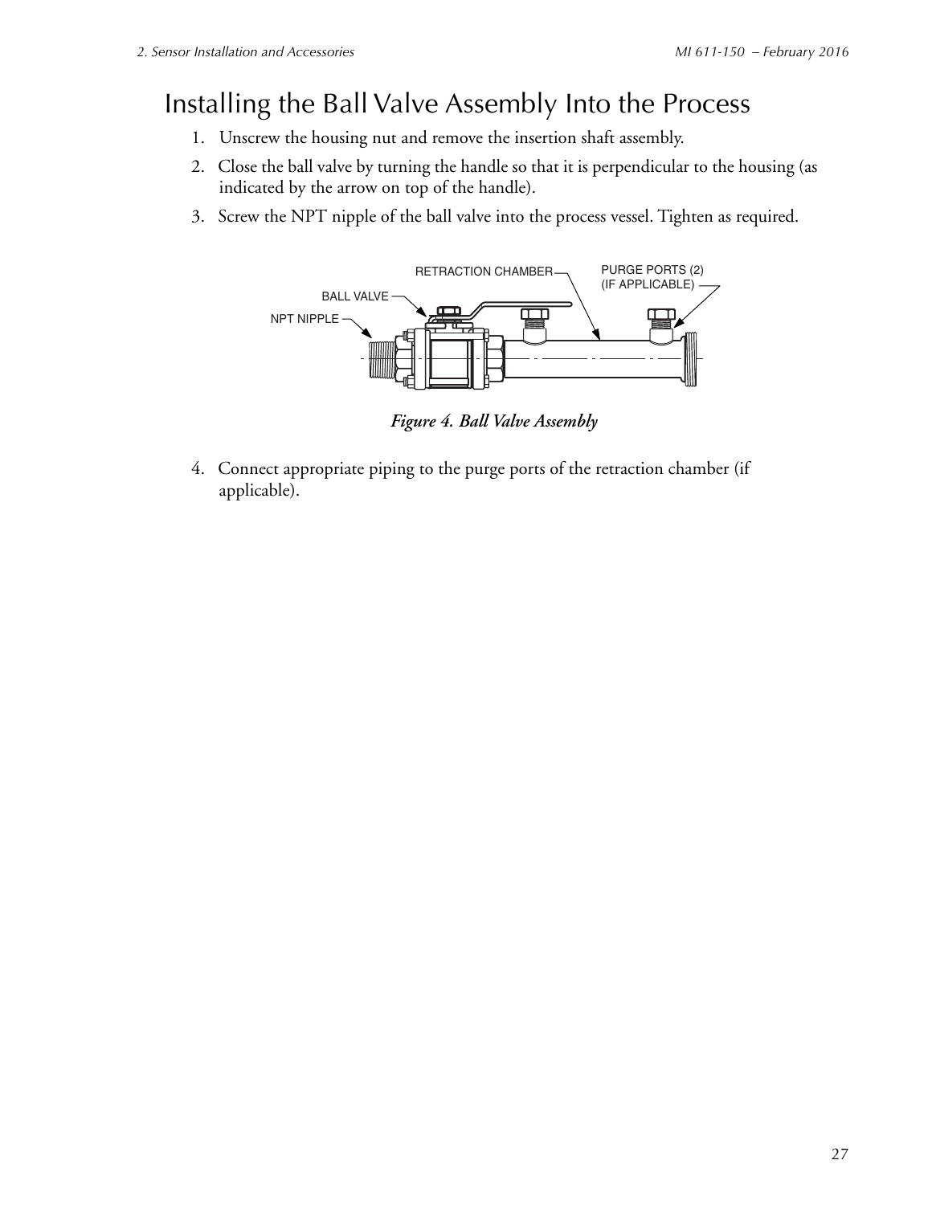# Installing the Ball Valve Assembly Into the Process

1. Unscrew the housing nut and remove the insertion shaft assembly.
2. Close the ball valve by turning the handle so that it is perpendicular to the housing (as indicated by the arrow on top of the handle).
3. Screw the NPT nipple of the ball valve into the process vessel. Tighten as required.

*Figure 4. Ball Valve Assembly*

4. Connect appropriate piping to the purge ports of the retraction chamber (if applicable).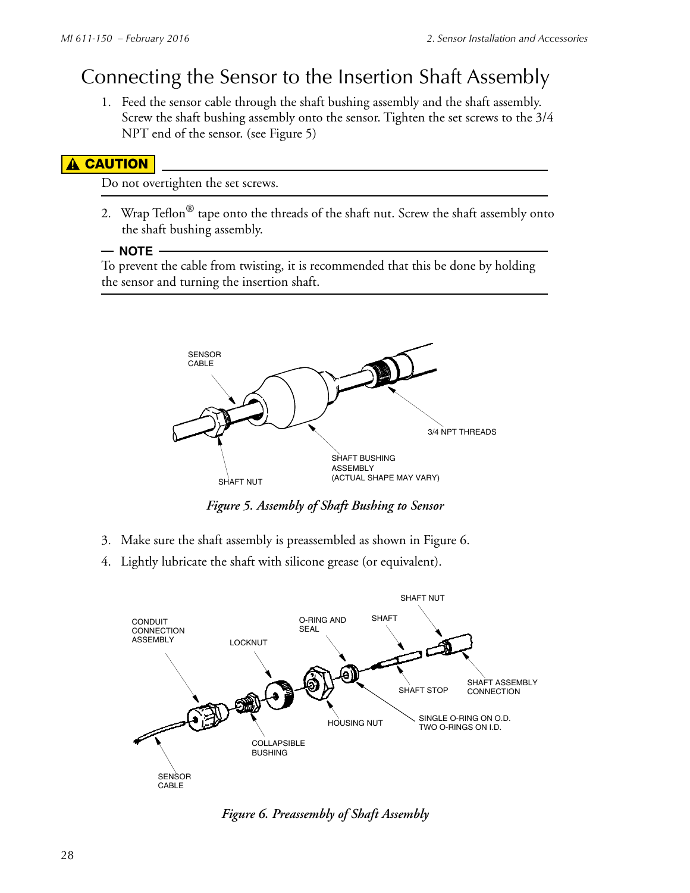# Connecting the Sensor to the Insertion Shaft Assembly

1. Feed the sensor cable through the shaft bushing assembly and the shaft assembly. Screw the shaft bushing assembly onto the sensor. Tighten the set screws to the 3/4 NPT end of the sensor. (see Figure 5)

**⚠ CAUTION**

Do not overtighten the set screws.

2. Wrap Teflon® tape onto the threads of the shaft nut. Screw the shaft assembly onto the shaft bushing assembly.

**— NOTE**

To prevent the cable from twisting, it is recommended that this be done by holding the sensor and turning the insertion shaft.

SENSOR CABLE

3/4 NPT THREADS

SHAFT BUSHING ASSEMBLY (ACTUAL SHAPE MAY VARY)

SHAFT NUT

*Figure 5. Assembly of Shaft Bushing to Sensor*

3. Make sure the shaft assembly is preassembled as shown in Figure 6.
4. Lightly lubricate the shaft with silicone grease (or equivalent).

SHAFT NUT

CONDUIT CONNECTION ASSEMBLY

O-RING AND SEAL

SHAFT

LOCKNUT

SHAFT ASSEMBLY CONNECTION

SHAFT STOP

HOUSING NUT

SINGLE O-RING ON O.D. TWO O-RINGS ON I.D.

COLLAPSIBLE BUSHING

SENSOR CABLE

*Figure 6. Preassembly of Shaft Assembly*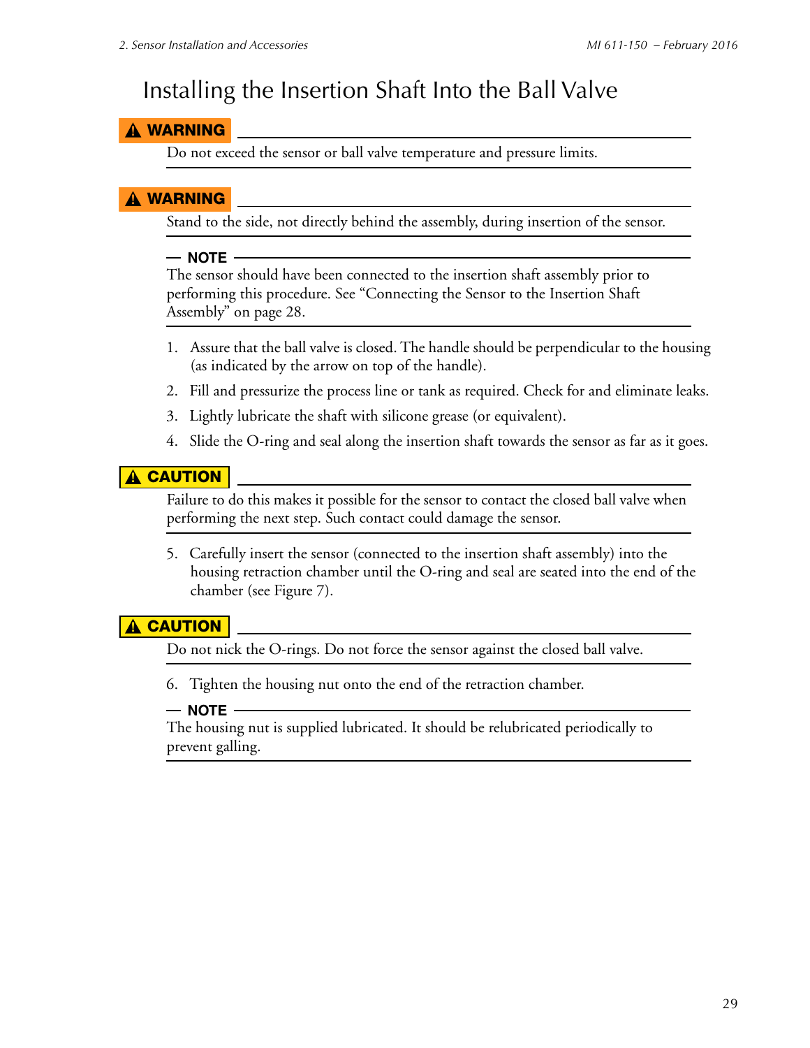# Installing the Insertion Shaft Into the Ball Valve

**⚠ WARNING**

Do not exceed the sensor or ball valve temperature and pressure limits.

**⚠ WARNING**

Stand to the side, not directly behind the assembly, during insertion of the sensor.

**— NOTE**

The sensor should have been connected to the insertion shaft assembly prior to performing this procedure. See "Connecting the Sensor to the Insertion Shaft Assembly" on page 28.

1. Assure that the ball valve is closed. The handle should be perpendicular to the housing (as indicated by the arrow on top of the handle).
2. Fill and pressurize the process line or tank as required. Check for and eliminate leaks.
3. Lightly lubricate the shaft with silicone grease (or equivalent).
4. Slide the O-ring and seal along the insertion shaft towards the sensor as far as it goes.

**⚠ CAUTION**

Failure to do this makes it possible for the sensor to contact the closed ball valve when performing the next step. Such contact could damage the sensor.

5. Carefully insert the sensor (connected to the insertion shaft assembly) into the housing retraction chamber until the O-ring and seal are seated into the end of the chamber (see Figure 7).

**⚠ CAUTION**

Do not nick the O-rings. Do not force the sensor against the closed ball valve.

6. Tighten the housing nut onto the end of the retraction chamber.

**— NOTE**

The housing nut is supplied lubricated. It should be relubricated periodically to prevent galling.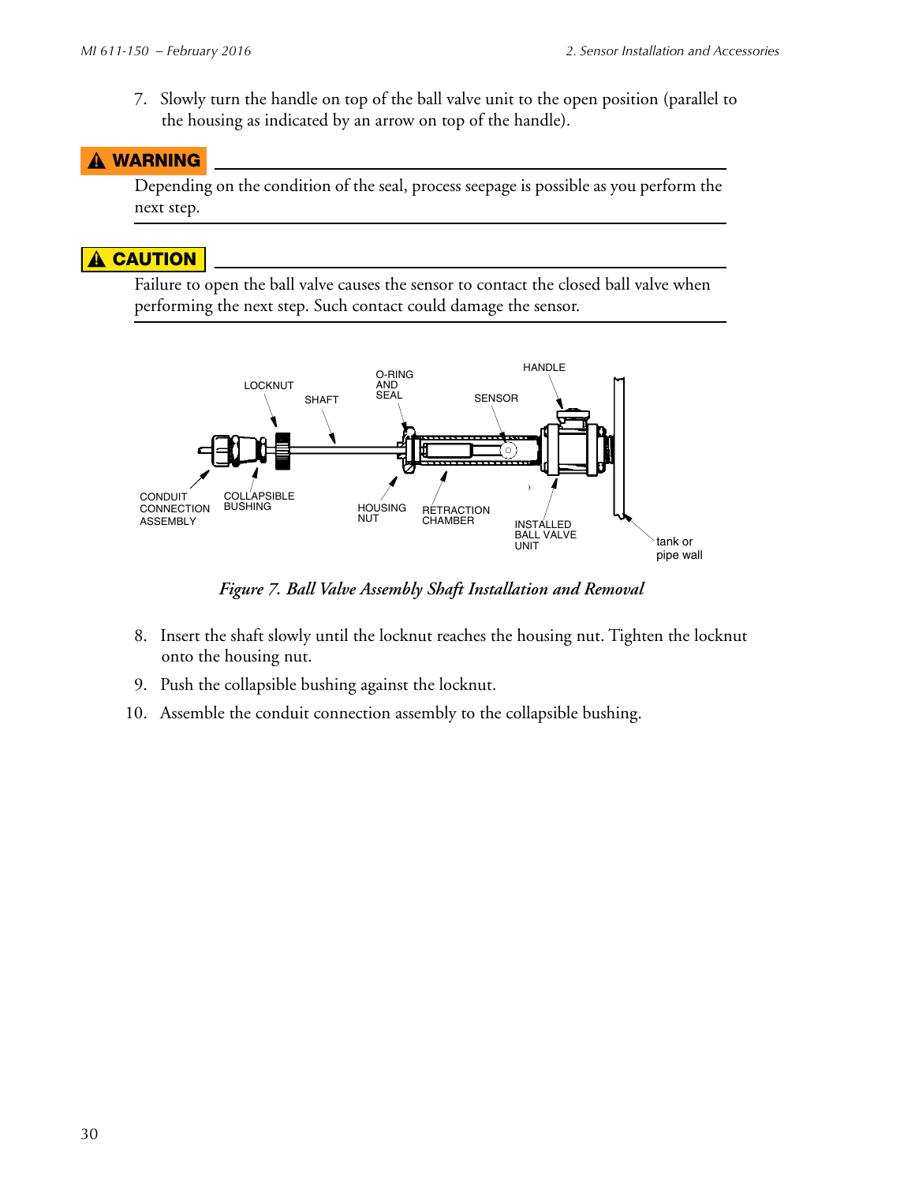7. Slowly turn the handle on top of the ball valve unit to the open position (parallel to the housing as indicated by an arrow on top of the handle).

**⚠ WARNING**

Depending on the condition of the seal, process seepage is possible as you perform the next step.

**⚠ CAUTION**

Failure to open the ball valve causes the sensor to contact the closed ball valve when performing the next step. Such contact could damage the sensor.

*Figure 7. Ball Valve Assembly Shaft Installation and Removal*

8. Insert the shaft slowly until the locknut reaches the housing nut. Tighten the locknut onto the housing nut.
9. Push the collapsible bushing against the locknut.
10. Assemble the conduit connection assembly to the collapsible bushing.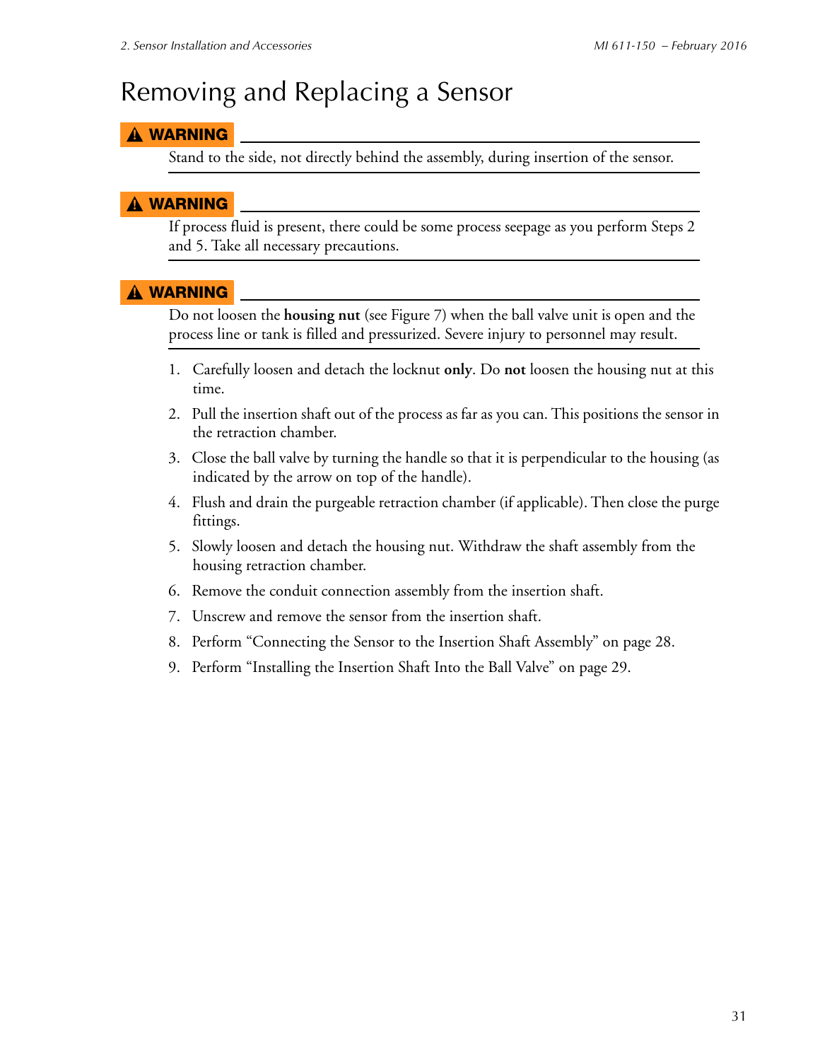# Removing and Replacing a Sensor

**⚠ WARNING**

Stand to the side, not directly behind the assembly, during insertion of the sensor.

**⚠ WARNING**

If process fluid is present, there could be some process seepage as you perform Steps 2 and 5. Take all necessary precautions.

**⚠ WARNING**

Do not loosen the **housing nut** (see Figure 7) when the ball valve unit is open and the process line or tank is filled and pressurized. Severe injury to personnel may result.

1. Carefully loosen and detach the locknut **only**. Do **not** loosen the housing nut at this time.
2. Pull the insertion shaft out of the process as far as you can. This positions the sensor in the retraction chamber.
3. Close the ball valve by turning the handle so that it is perpendicular to the housing (as indicated by the arrow on top of the handle).
4. Flush and drain the purgeable retraction chamber (if applicable). Then close the purge fittings.
5. Slowly loosen and detach the housing nut. Withdraw the shaft assembly from the housing retraction chamber.
6. Remove the conduit connection assembly from the insertion shaft.
7. Unscrew and remove the sensor from the insertion shaft.
8. Perform “Connecting the Sensor to the Insertion Shaft Assembly” on page 28.
9. Perform “Installing the Insertion Shaft Into the Ball Valve” on page 29.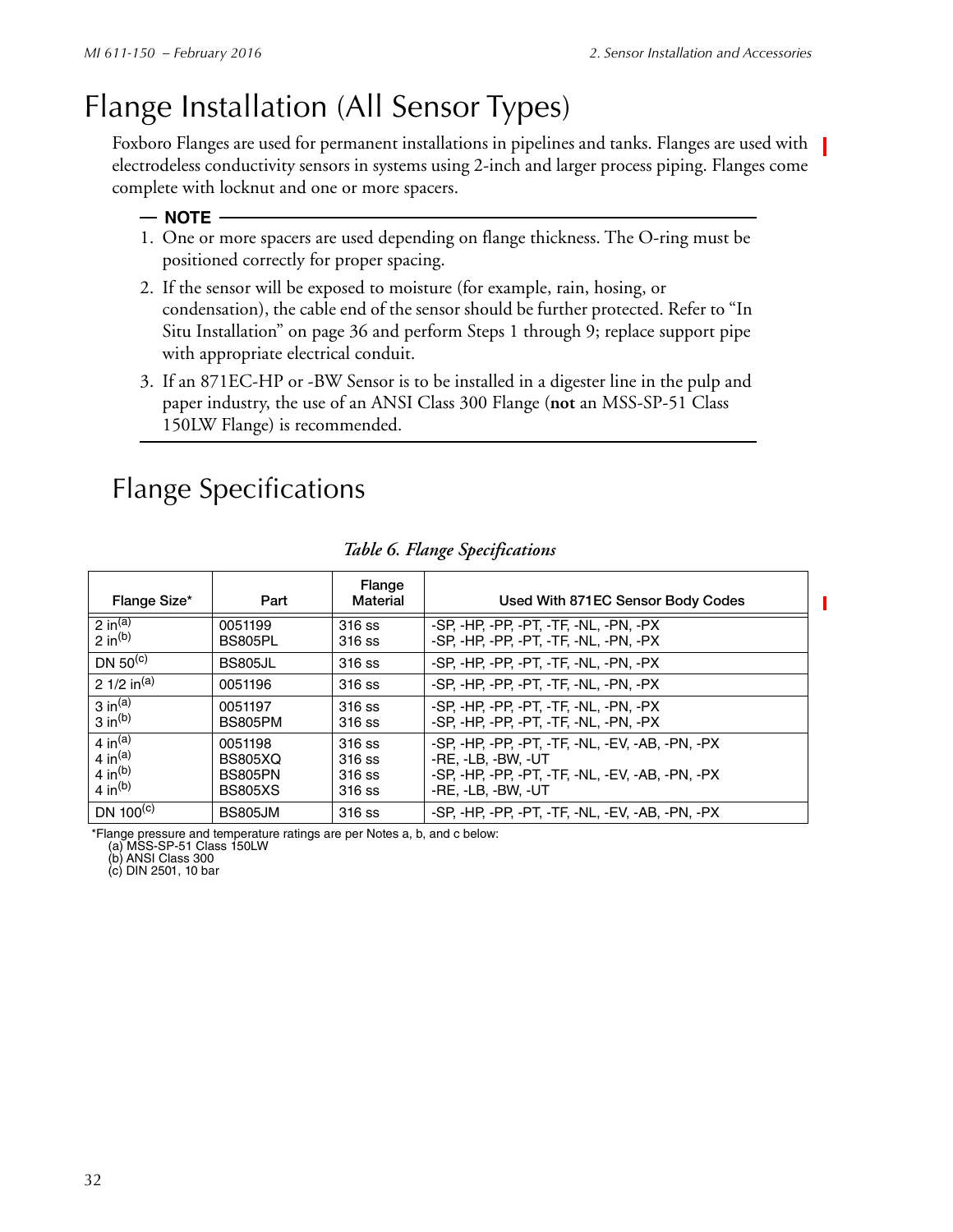# Flange Installation (All Sensor Types)

Foxboro Flanges are used for permanent installations in pipelines and tanks. Flanges are used with electrodeless conductivity sensors in systems using 2-inch and larger process piping. Flanges come complete with locknut and one or more spacers.

**NOTE**

1. One or more spacers are used depending on flange thickness. The O-ring must be positioned correctly for proper spacing.
2. If the sensor will be exposed to moisture (for example, rain, hosing, or condensation), the cable end of the sensor should be further protected. Refer to "In Situ Installation" on page 36 and perform Steps 1 through 9; replace support pipe with appropriate electrical conduit.
3. If an 871EC-HP or -BW Sensor is to be installed in a digester line in the pulp and paper industry, the use of an ANSI Class 300 Flange (**not** an MSS-SP-51 Class 150LW Flange) is recommended.

## Flange Specifications

*Table 6. Flange Specifications*

| Flange Size* | Part | Flange Material | Used With 871EC Sensor Body Codes |
|---|---|---|---|
| 2 in(a) | 0051199 | 316 ss | -SP, -HP, -PP, -PT, -TF, -NL, -PN, -PX |
| 2 in(b) | BS805PL | 316 ss | -SP, -HP, -PP, -PT, -TF, -NL, -PN, -PX |
| DN 50(c) | BS805JL | 316 ss | -SP, -HP, -PP, -PT, -TF, -NL, -PN, -PX |
| 2 1/2 in(a) | 0051196 | 316 ss | -SP, -HP, -PP, -PT, -TF, -NL, -PN, -PX |
| 3 in(a) | 0051197 | 316 ss | -SP, -HP, -PP, -PT, -TF, -NL, -PN, -PX |
| 3 in(b) | BS805PM | 316 ss | -SP, -HP, -PP, -PT, -TF, -NL, -PN, -PX |
| 4 in(a) | 0051198 | 316 ss | -SP, -HP, -PP, -PT, -TF, -NL, -EV, -AB, -PN, -PX |
| 4 in(a) | BS805XQ | 316 ss | -RE, -LB, -BW, -UT |
| 4 in(b) | BS805PN | 316 ss | -SP, -HP, -PP, -PT, -TF, -NL, -EV, -AB, -PN, -PX |
| 4 in(b) | BS805XS | 316 ss | -RE, -LB, -BW, -UT |
| DN 100(c) | BS805JM | 316 ss | -SP, -HP, -PP, -PT, -TF, -NL, -EV, -AB, -PN, -PX |

*Flange pressure and temperature ratings are per Notes a, b, and c below:
(a) MSS-SP-51 Class 150LW
(b) ANSI Class 300
(c) DIN 2501, 10 bar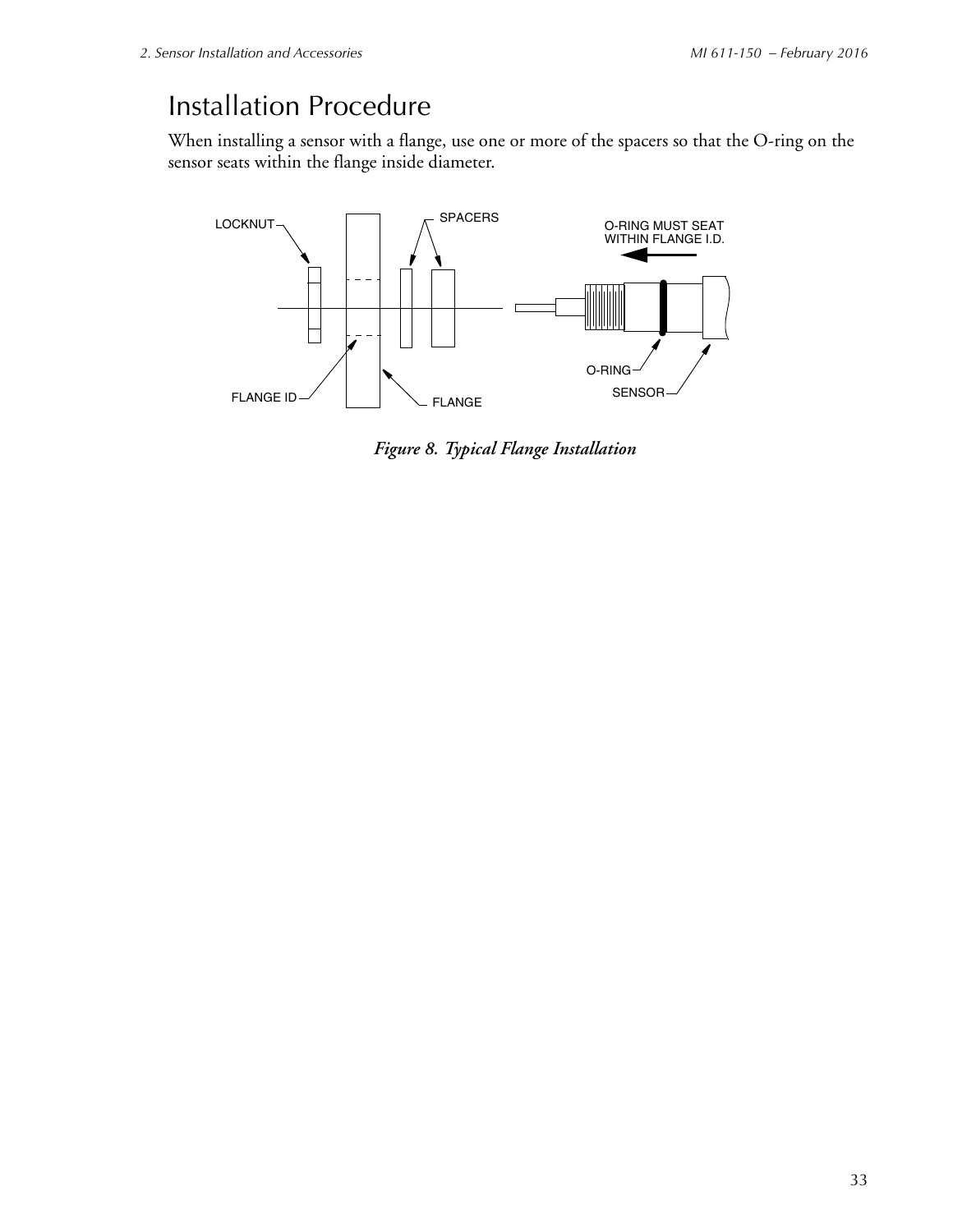# Installation Procedure

When installing a sensor with a flange, use one or more of the spacers so that the O-ring on the sensor seats within the flange inside diameter.

*Figure 8. Typical Flange Installation*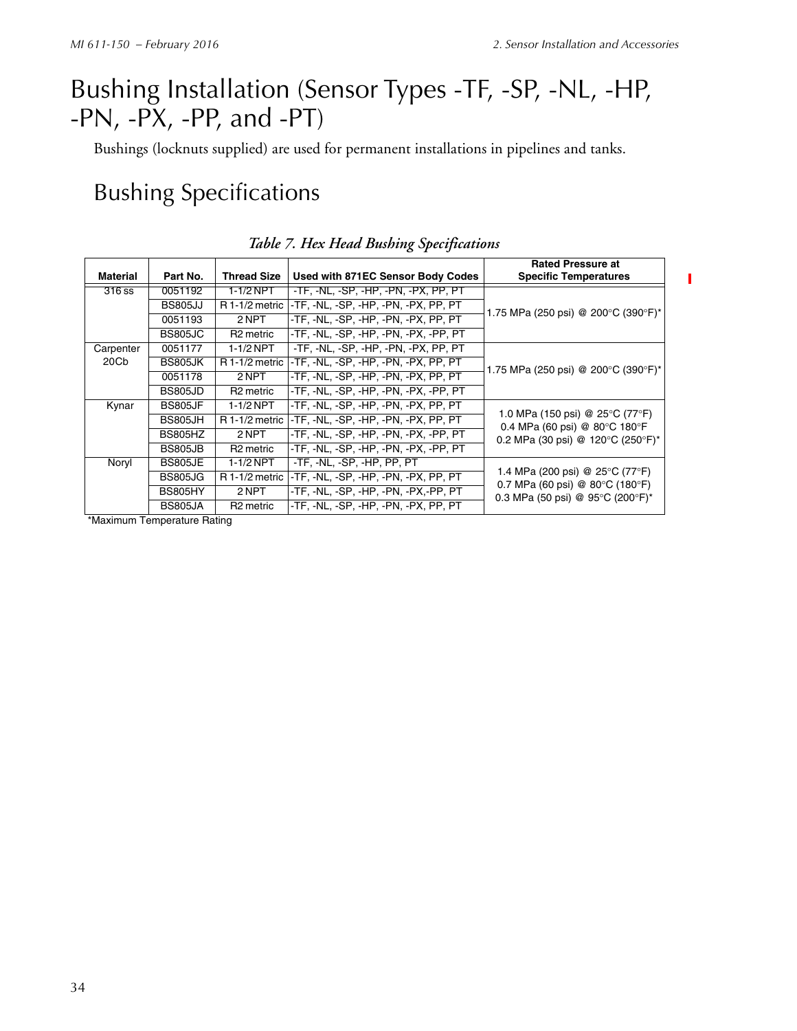# Bushing Installation (Sensor Types -TF, -SP, -NL, -HP, -PN, -PX, -PP, and -PT)

Bushings (locknuts supplied) are used for permanent installations in pipelines and tanks.

## Bushing Specifications

*Table 7. Hex Head Bushing Specifications*

| Material | Part No. | Thread Size | Used with 871EC Sensor Body Codes | Rated Pressure at Specific Temperatures |
|---|---|---|---|---|
| 316 ss | 0051192 | 1-1/2 NPT | -TF, -NL, -SP, -HP, -PN, -PX, PP, PT | 1.75 MPa (250 psi) @ 200°C (390°F)* |
| | BS805JJ | R 1-1/2 metric | -TF, -NL, -SP, -HP, -PN, -PX, PP, PT | |
| | 0051193 | 2 NPT | -TF, -NL, -SP, -HP, -PN, -PX, PP, PT | |
| | BS805JC | R2 metric | -TF, -NL, -SP, -HP, -PN, -PX, -PP, PT | |
| Carpenter 20Cb | 0051177 | 1-1/2 NPT | -TF, -NL, -SP, -HP, -PN, -PX, PP, PT | 1.75 MPa (250 psi) @ 200°C (390°F)* |
| | BS805JK | R 1-1/2 metric | -TF, -NL, -SP, -HP, -PN, -PX, PP, PT | |
| | 0051178 | 2 NPT | -TF, -NL, -SP, -HP, -PN, -PX, PP, PT | |
| | BS805JD | R2 metric | -TF, -NL, -SP, -HP, -PN, -PX, -PP, PT | |
| Kynar | BS805JF | 1-1/2 NPT | -TF, -NL, -SP, -HP, -PN, -PX, PP, PT | 1.0 MPa (150 psi) @ 25°C (77°F)<br>0.4 MPa (60 psi) @ 80°C 180°F<br>0.2 MPa (30 psi) @ 120°C (250°F)* |
| | BS805JH | R 1-1/2 metric | -TF, -NL, -SP, -HP, -PN, -PX, PP, PT | |
| | BS805HZ | 2 NPT | -TF, -NL, -SP, -HP, -PN, -PX, -PP, PT | |
| | BS805JB | R2 metric | -TF, -NL, -SP, -HP, -PN, -PX, -PP, PT | |
| Noryl | BS805JE | 1-1/2 NPT | -TF, -NL, -SP, -HP, PP, PT | 1.4 MPa (200 psi) @ 25°C (77°F)<br>0.7 MPa (60 psi) @ 80°C (180°F)<br>0.3 MPa (50 psi) @ 95°C (200°F)* |
| | BS805JG | R 1-1/2 metric | -TF, -NL, -SP, -HP, -PN, -PX, PP, PT | |
| | BS805HY | 2 NPT | -TF, -NL, -SP, -HP, -PN, -PX,-PP, PT | |
| | BS805JA | R2 metric | -TF, -NL, -SP, -HP, -PN, -PX, PP, PT | |

*Maximum Temperature Rating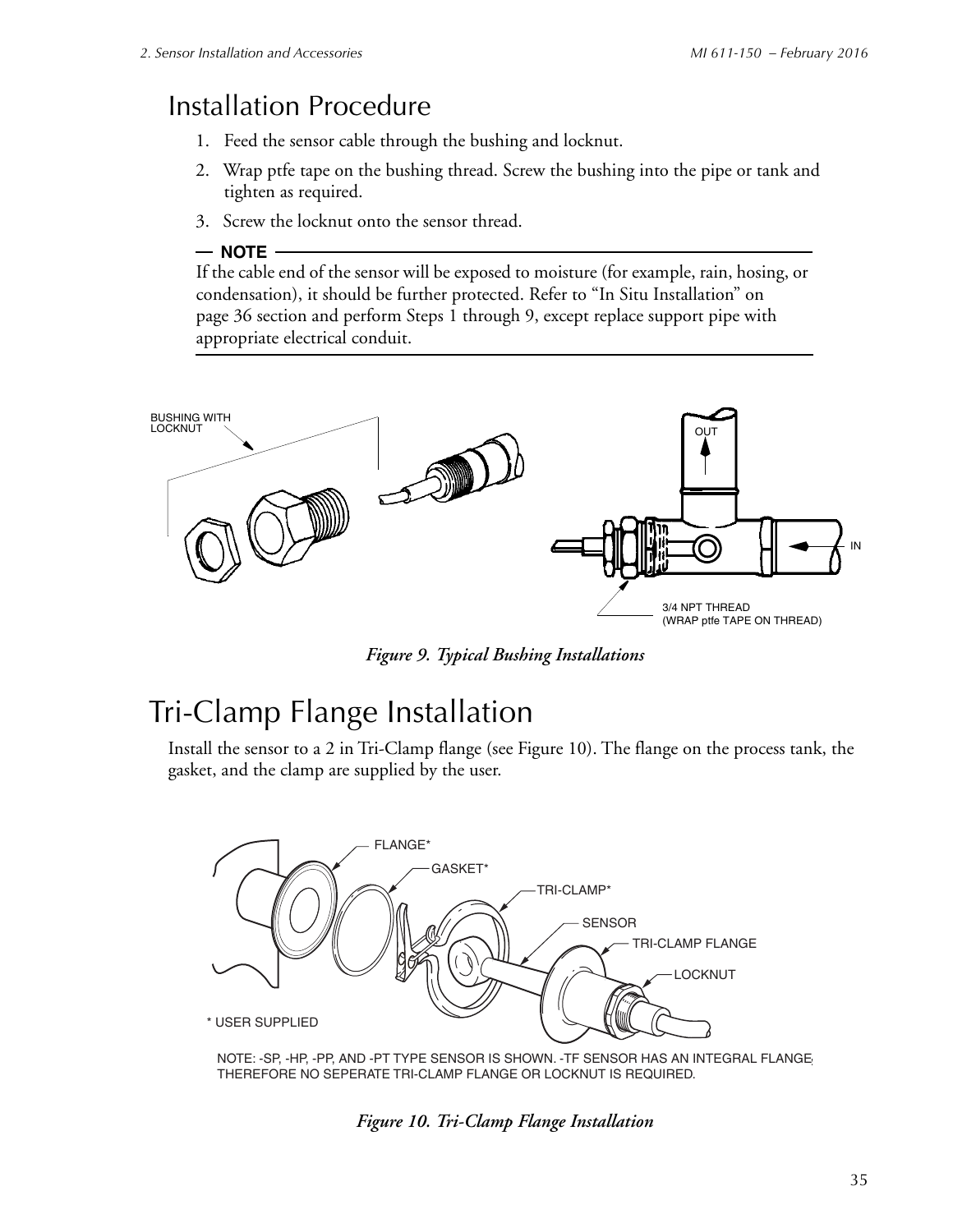## Installation Procedure

1. Feed the sensor cable through the bushing and locknut.
2. Wrap ptfe tape on the bushing thread. Screw the bushing into the pipe or tank and tighten as required.
3. Screw the locknut onto the sensor thread.

**NOTE**

If the cable end of the sensor will be exposed to moisture (for example, rain, hosing, or condensation), it should be further protected. Refer to "In Situ Installation" on page 36 section and perform Steps 1 through 9, except replace support pipe with appropriate electrical conduit.

*Figure 9. Typical Bushing Installations*

# Tri-Clamp Flange Installation

Install the sensor to a 2 in Tri-Clamp flange (see Figure 10). The flange on the process tank, the gasket, and the clamp are supplied by the user.

*Figure 10. Tri-Clamp Flange Installation*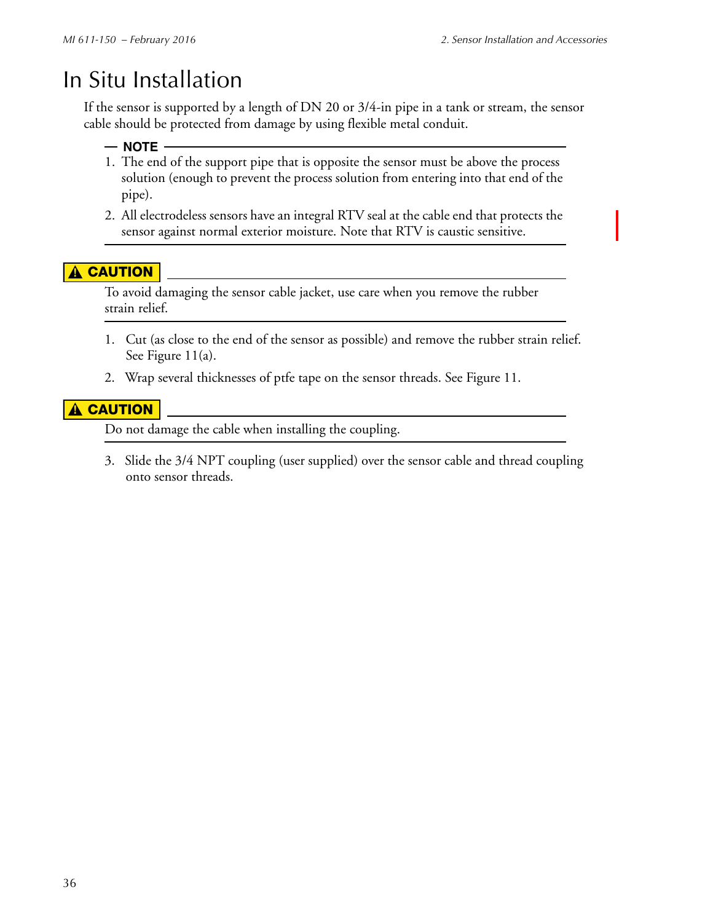# In Situ Installation

If the sensor is supported by a length of DN 20 or 3/4-in pipe in a tank or stream, the sensor cable should be protected from damage by using flexible metal conduit.

**— NOTE —**

1. The end of the support pipe that is opposite the sensor must be above the process solution (enough to prevent the process solution from entering into that end of the pipe).
2. All electrodeless sensors have an integral RTV seal at the cable end that protects the sensor against normal exterior moisture. Note that RTV is caustic sensitive.

---

**⚠ CAUTION**

To avoid damaging the sensor cable jacket, use care when you remove the rubber strain relief.

---

1. Cut (as close to the end of the sensor as possible) and remove the rubber strain relief. See Figure 11(a).
2. Wrap several thicknesses of ptfe tape on the sensor threads. See Figure 11.

**⚠ CAUTION**

Do not damage the cable when installing the coupling.

---

3. Slide the 3/4 NPT coupling (user supplied) over the sensor cable and thread coupling onto sensor threads.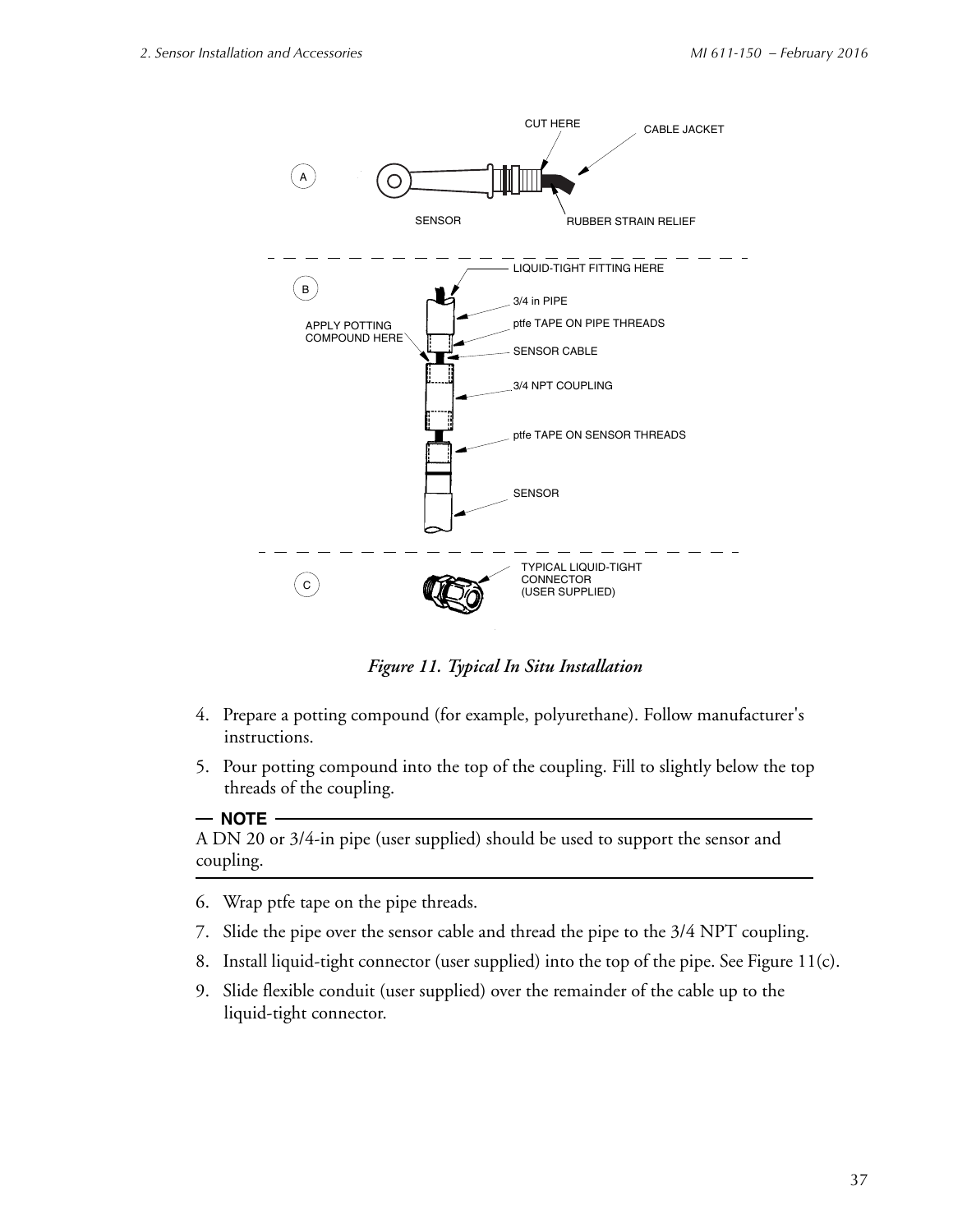*Figure 11. Typical In Situ Installation*

4. Prepare a potting compound (for example, polyurethane). Follow manufacturer's instructions.
5. Pour potting compound into the top of the coupling. Fill to slightly below the top threads of the coupling.

**NOTE**

A DN 20 or 3/4-in pipe (user supplied) should be used to support the sensor and coupling.

6. Wrap ptfe tape on the pipe threads.
7. Slide the pipe over the sensor cable and thread the pipe to the 3/4 NPT coupling.
8. Install liquid-tight connector (user supplied) into the top of the pipe. See Figure 11(c).
9. Slide flexible conduit (user supplied) over the remainder of the cable up to the liquid-tight connector.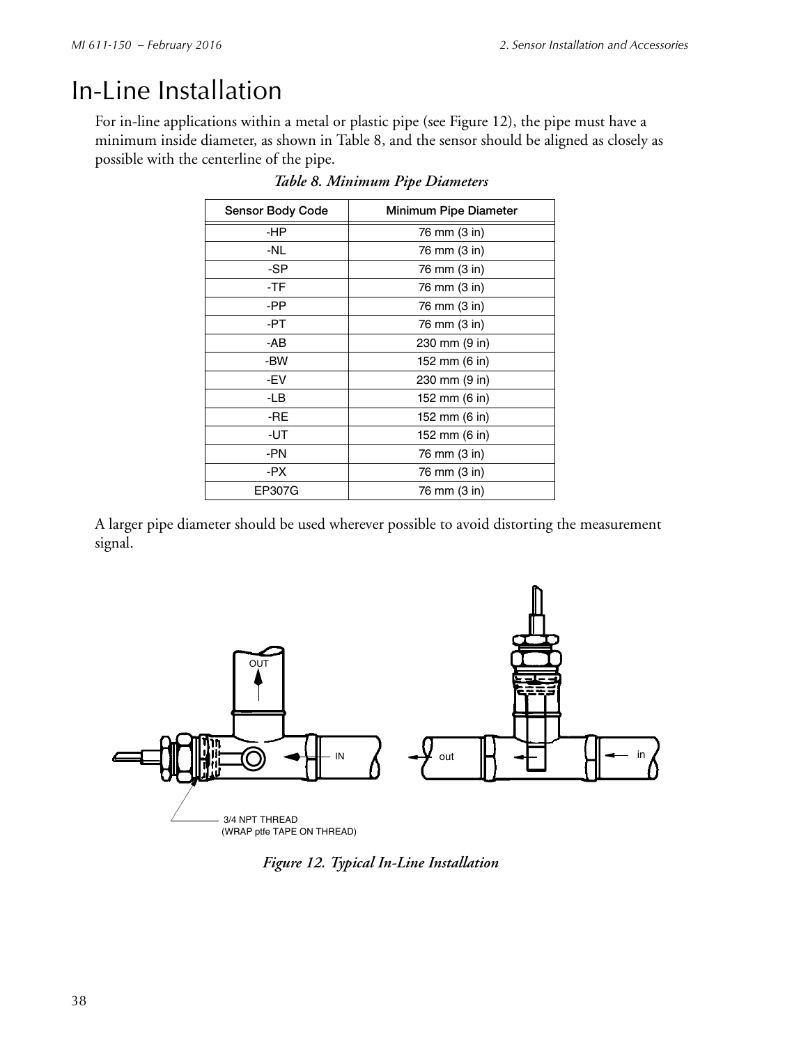# In-Line Installation

For in-line applications within a metal or plastic pipe (see Figure 12), the pipe must have a minimum inside diameter, as shown in Table 8, and the sensor should be aligned as closely as possible with the centerline of the pipe.

*Table 8. Minimum Pipe Diameters*

| Sensor Body Code | Minimum Pipe Diameter |
|---|---|
| -HP | 76 mm (3 in) |
| -NL | 76 mm (3 in) |
| -SP | 76 mm (3 in) |
| -TF | 76 mm (3 in) |
| -PP | 76 mm (3 in) |
| -PT | 76 mm (3 in) |
| -AB | 230 mm (9 in) |
| -BW | 152 mm (6 in) |
| -EV | 230 mm (9 in) |
| -LB | 152 mm (6 in) |
| -RE | 152 mm (6 in) |
| -UT | 152 mm (6 in) |
| -PN | 76 mm (3 in) |
| -PX | 76 mm (3 in) |
| EP307G | 76 mm (3 in) |

A larger pipe diameter should be used wherever possible to avoid distorting the measurement signal.

OUT IN out in

3/4 NPT THREAD (WRAP ptfe TAPE ON THREAD)

*Figure 12. Typical In-Line Installation*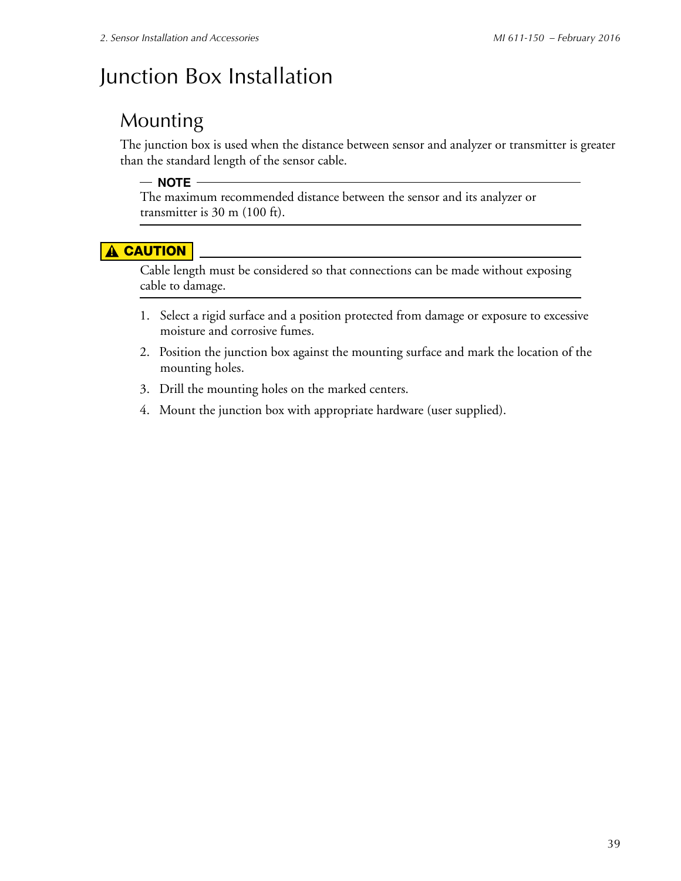# Junction Box Installation

## Mounting

The junction box is used when the distance between sensor and analyzer or transmitter is greater than the standard length of the sensor cable.

**NOTE**

The maximum recommended distance between the sensor and its analyzer or transmitter is 30 m (100 ft).

**⚠ CAUTION**

Cable length must be considered so that connections can be made without exposing cable to damage.

1. Select a rigid surface and a position protected from damage or exposure to excessive moisture and corrosive fumes.
2. Position the junction box against the mounting surface and mark the location of the mounting holes.
3. Drill the mounting holes on the marked centers.
4. Mount the junction box with appropriate hardware (user supplied).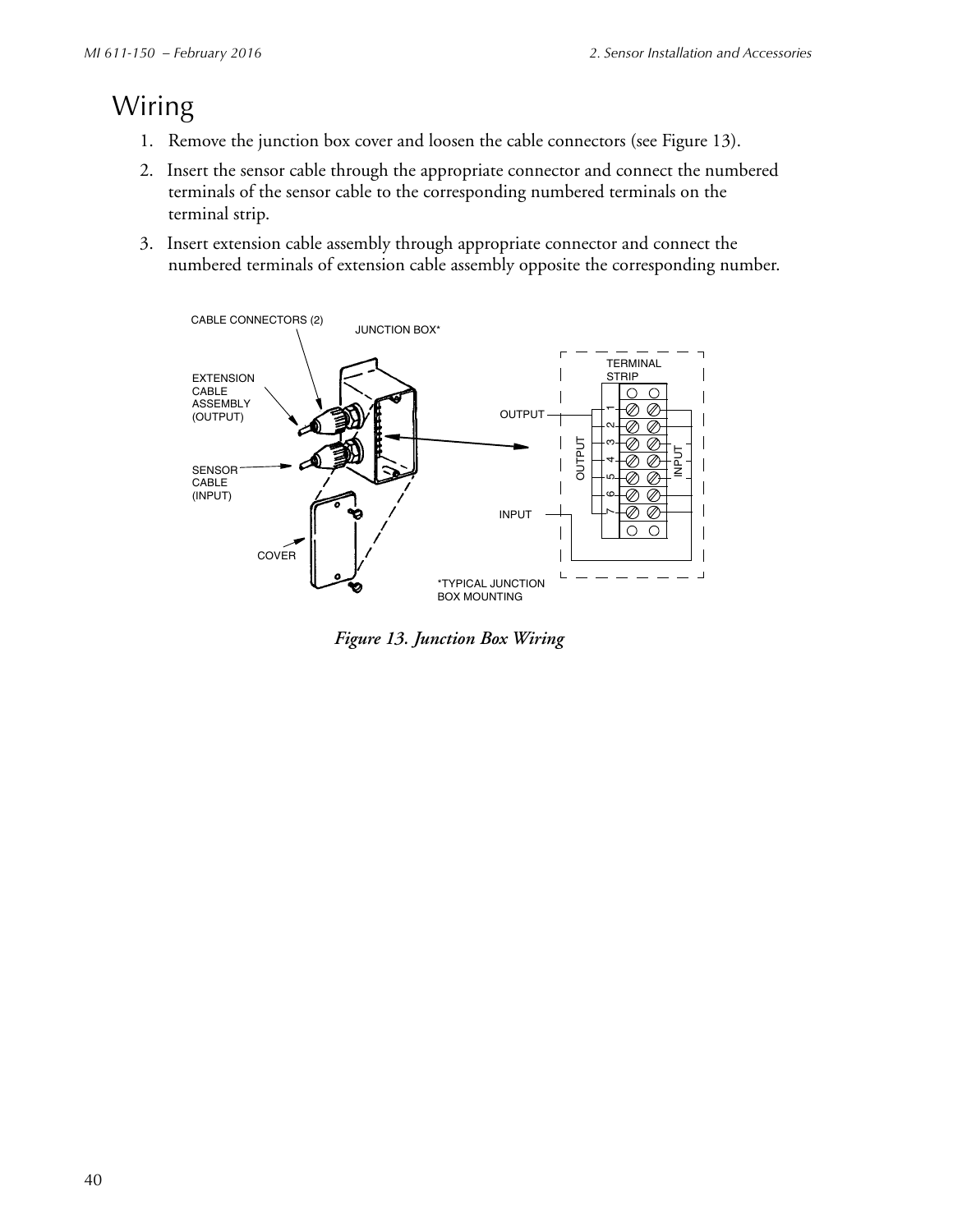# Wiring

1. Remove the junction box cover and loosen the cable connectors (see Figure 13).
2. Insert the sensor cable through the appropriate connector and connect the numbered terminals of the sensor cable to the corresponding numbered terminals on the terminal strip.
3. Insert extension cable assembly through appropriate connector and connect the numbered terminals of extension cable assembly opposite the corresponding number.

*Figure 13. Junction Box Wiring*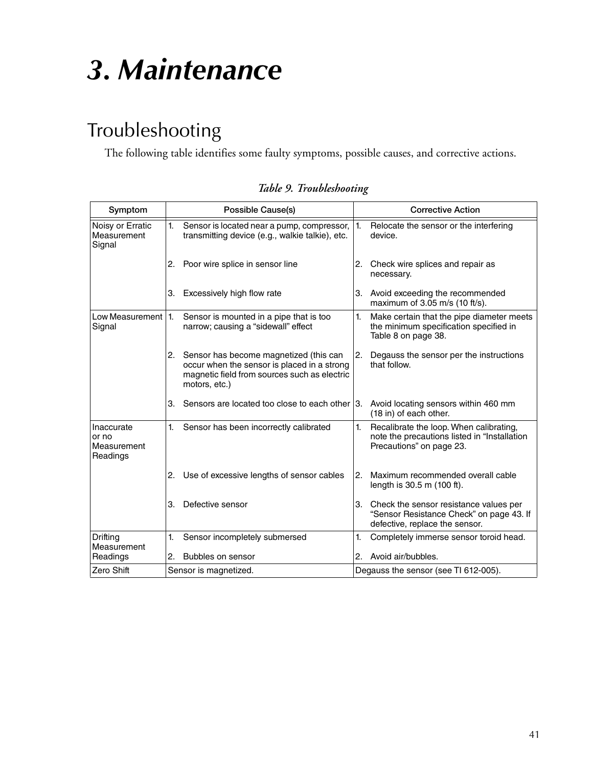# 3. Maintenance

## Troubleshooting

The following table identifies some faulty symptoms, possible causes, and corrective actions.

*Table 9. Troubleshooting*

| Symptom | Possible Cause(s) | Corrective Action |
| --- | --- | --- |
| Noisy or Erratic Measurement Signal | 1. Sensor is located near a pump, compressor, transmitting device (e.g., walkie talkie), etc. | 1. Relocate the sensor or the interfering device. |
| | 2. Poor wire splice in sensor line | 2. Check wire splices and repair as necessary. |
| | 3. Excessively high flow rate | 3. Avoid exceeding the recommended maximum of 3.05 m/s (10 ft/s). |
| Low Measurement Signal | 1. Sensor is mounted in a pipe that is too narrow; causing a "sidewall" effect | 1. Make certain that the pipe diameter meets the minimum specification specified in Table 8 on page 38. |
| | 2. Sensor has become magnetized (this can occur when the sensor is placed in a strong magnetic field from sources such as electric motors, etc.) | 2. Degauss the sensor per the instructions that follow. |
| | 3. Sensors are located too close to each other | 3. Avoid locating sensors within 460 mm (18 in) of each other. |
| Inaccurate or no Measurement Readings | 1. Sensor has been incorrectly calibrated | 1. Recalibrate the loop. When calibrating, note the precautions listed in "Installation Precautions" on page 23. |
| | 2. Use of excessive lengths of sensor cables | 2. Maximum recommended overall cable length is 30.5 m (100 ft). |
| | 3. Defective sensor | 3. Check the sensor resistance values per "Sensor Resistance Check" on page 43. If defective, replace the sensor. |
| Drifting Measurement Readings | 1. Sensor incompletely submersed | 1. Completely immerse sensor toroid head. |
| | 2. Bubbles on sensor | 2. Avoid air/bubbles. |
| Zero Shift | Sensor is magnetized. | Degauss the sensor (see TI 612-005). |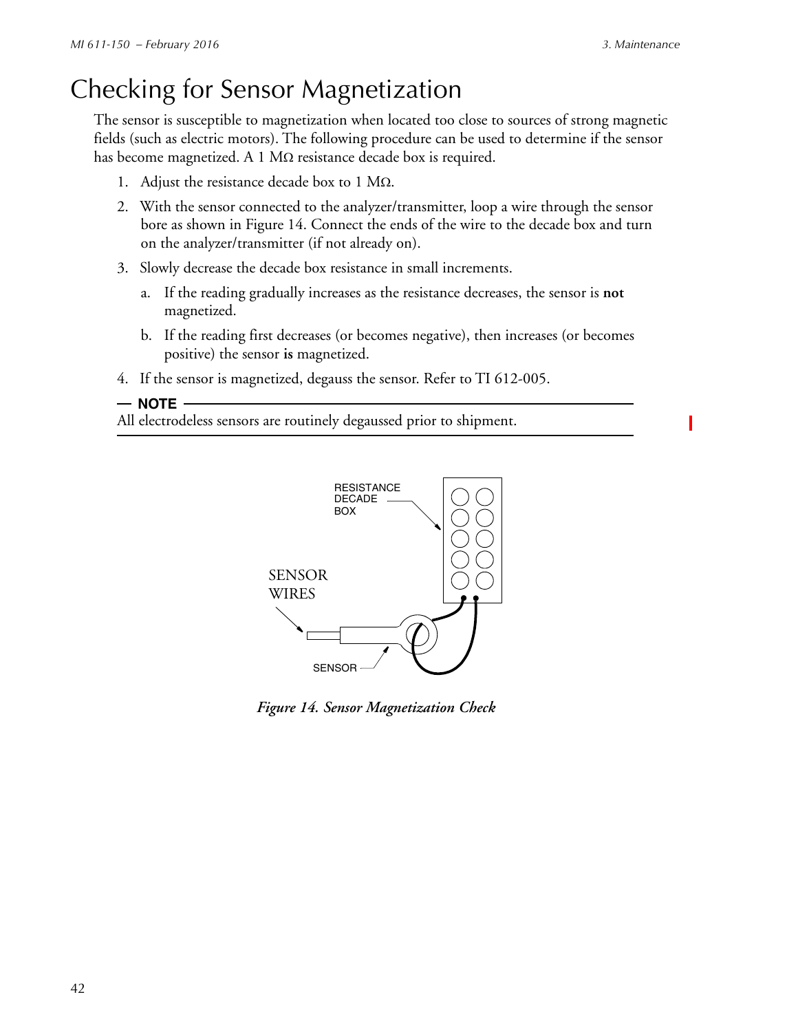# Checking for Sensor Magnetization

The sensor is susceptible to magnetization when located too close to sources of strong magnetic fields (such as electric motors). The following procedure can be used to determine if the sensor has become magnetized. A 1 MΩ resistance decade box is required.

1. Adjust the resistance decade box to 1 MΩ.
2. With the sensor connected to the analyzer/transmitter, loop a wire through the sensor bore as shown in Figure 14. Connect the ends of the wire to the decade box and turn on the analyzer/transmitter (if not already on).
3. Slowly decrease the decade box resistance in small increments.
   a. If the reading gradually increases as the resistance decreases, the sensor is **not** magnetized.
   b. If the reading first decreases (or becomes negative), then increases (or becomes positive) the sensor **is** magnetized.
4. If the sensor is magnetized, degauss the sensor. Refer to TI 612-005.

**NOTE**
All electrodeless sensors are routinely degaussed prior to shipment.

RESISTANCE DECADE BOX

SENSOR WIRES

SENSOR

*Figure 14. Sensor Magnetization Check*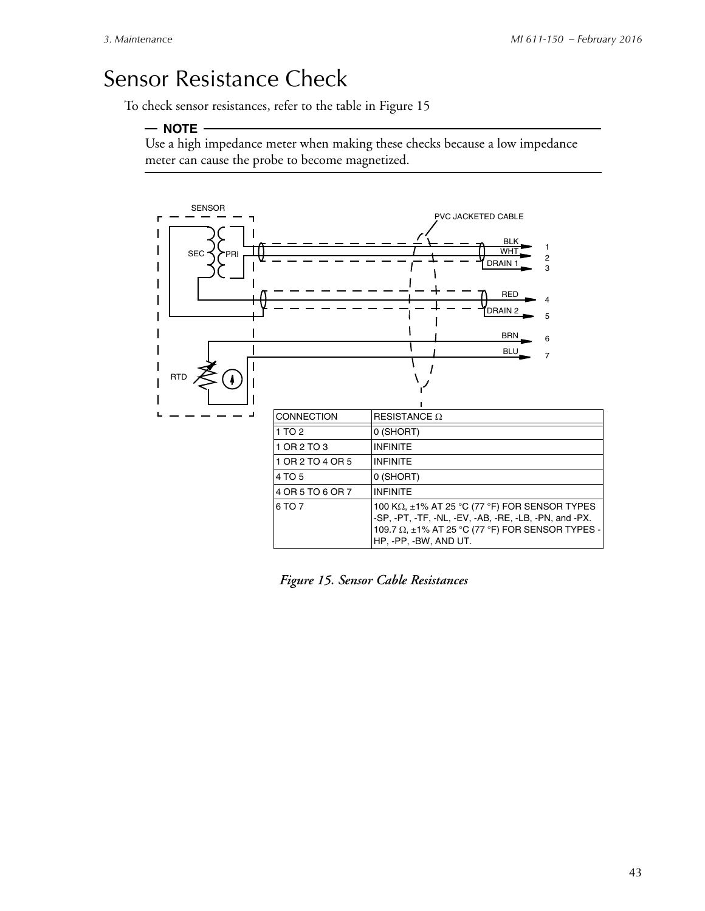# Sensor Resistance Check

To check sensor resistances, refer to the table in Figure 15

**NOTE**

Use a high impedance meter when making these checks because a low impedance meter can cause the probe to become magnetized.

| CONNECTION | RESISTANCE Ω |
|---|---|
| 1 TO 2 | 0 (SHORT) |
| 1 OR 2 TO 3 | INFINITE |
| 1 OR 2 TO 4 OR 5 | INFINITE |
| 4 TO 5 | 0 (SHORT) |
| 4 OR 5 TO 6 OR 7 | INFINITE |
| 6 TO 7 | 100 KΩ, ±1% AT 25 °C (77 °F) FOR SENSOR TYPES -SP, -PT, -TF, -NL, -EV, -AB, -RE, -LB, -PN, and -PX. 109.7 Ω, ±1% AT 25 °C (77 °F) FOR SENSOR TYPES -HP, -PP, -BW, AND UT. |

*Figure 15. Sensor Cable Resistances*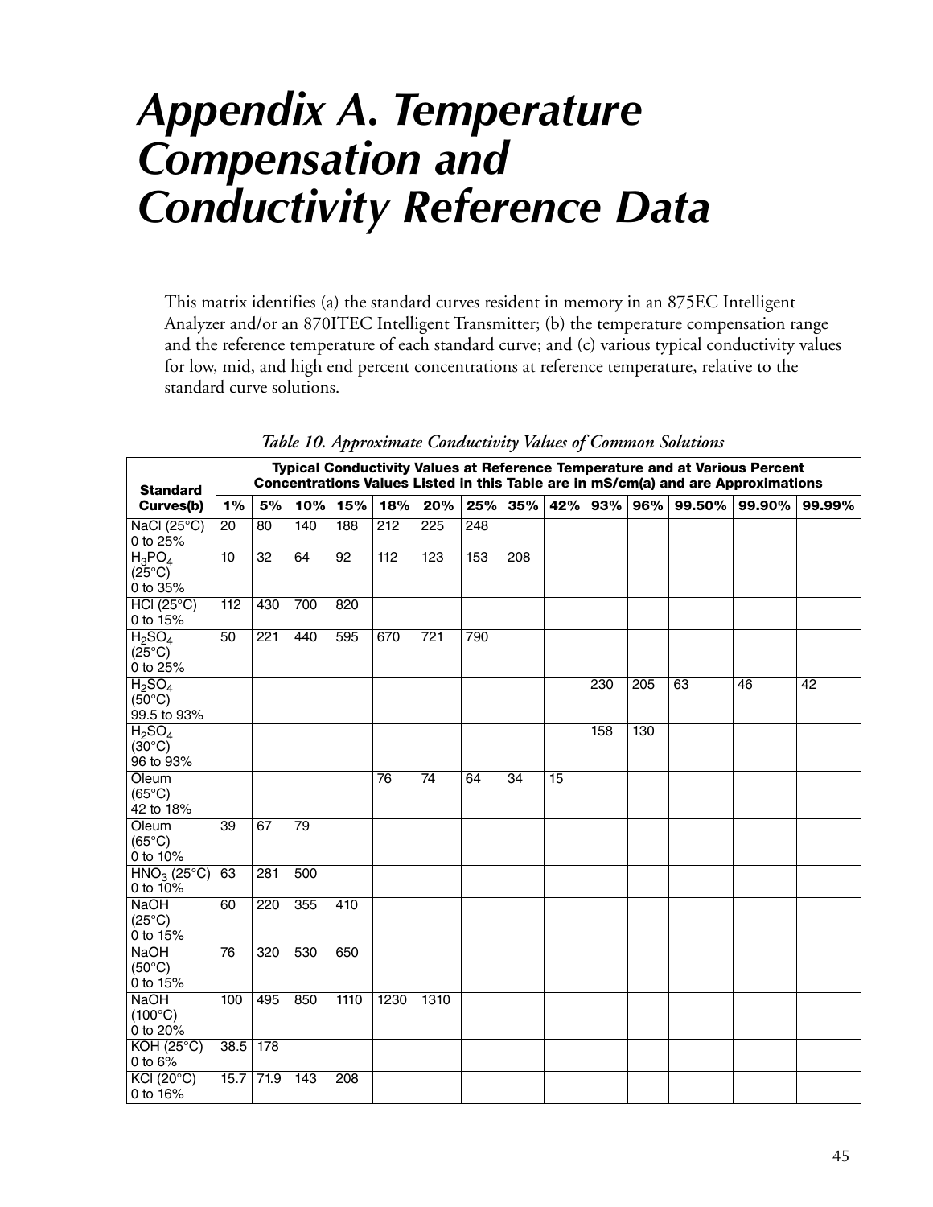# Appendix A. Temperature Compensation and Conductivity Reference Data

This matrix identifies (a) the standard curves resident in memory in an 875EC Intelligent Analyzer and/or an 870ITEC Intelligent Transmitter; (b) the temperature compensation range and the reference temperature of each standard curve; and (c) various typical conductivity values for low, mid, and high end percent concentrations at reference temperature, relative to the standard curve solutions.

*Table 10. Approximate Conductivity Values of Common Solutions*

| Standard Curves(b) | Typical Conductivity Values at Reference Temperature and at Various Percent Concentrations Values Listed in this Table are in mS/cm(a) and are Approximations | | | | | | | | | | | | | |
|---|---|---|---|---|---|---|---|---|---|---|---|---|---|---|
| | **1%** | **5%** | **10%** | **15%** | **18%** | **20%** | **25%** | **35%** | **42%** | **93%** | **96%** | **99.50%** | **99.90%** | **99.99%** |
| NaCl (25°C) 0 to 25% | 20 | 80 | 140 | 188 | 212 | 225 | 248 | | | | | | | |
| $H_3PO_4$ (25°C) 0 to 35% | 10 | 32 | 64 | 92 | 112 | 123 | 153 | 208 | | | | | | |
| HCl (25°C) 0 to 15% | 112 | 430 | 700 | 820 | | | | | | | | | | |
| $H_2SO_4$ (25°C) 0 to 25% | 50 | 221 | 440 | 595 | 670 | 721 | 790 | | | | | | | |
| $H_2SO_4$ (50°C) 99.5 to 93% | | | | | | | | | | 230 | 205 | 63 | 46 | 42 |
| $H_2SO_4$ (30°C) 96 to 93% | | | | | | | | | | 158 | 130 | | | |
| Oleum (65°C) 42 to 18% | | | | | 76 | 74 | 64 | 34 | 15 | | | | | |
| Oleum (65°C) 0 to 10% | 39 | 67 | 79 | | | | | | | | | | | |
| $HNO_3$ (25°C) 0 to 10% | 63 | 281 | 500 | | | | | | | | | | | |
| NaOH (25°C) 0 to 15% | 60 | 220 | 355 | 410 | | | | | | | | | | |
| NaOH (50°C) 0 to 15% | 76 | 320 | 530 | 650 | | | | | | | | | | |
| NaOH (100°C) 0 to 20% | 100 | 495 | 850 | 1110 | 1230 | 1310 | | | | | | | | |
| KOH (25°C) 0 to 6% | 38.5 | 178 | | | | | | | | | | | | |
| KCl (20°C) 0 to 16% | 15.7 | 71.9 | 143 | 208 | | | | | | | | | | |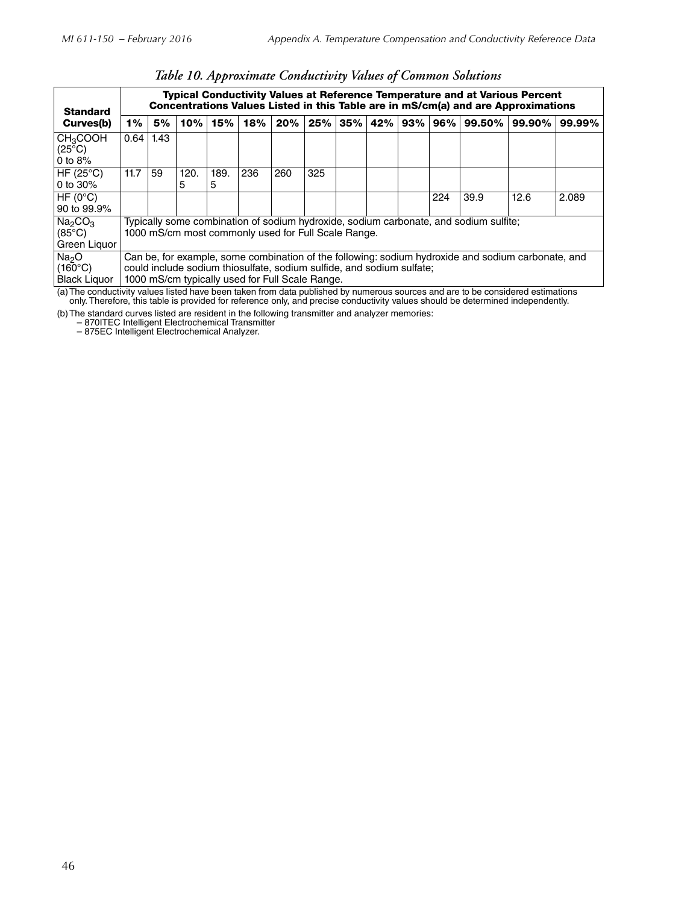*Table 10. Approximate Conductivity Values of Common Solutions*

| Standard Curves(b) | Typical Conductivity Values at Reference Temperature and at Various Percent Concentrations Values Listed in this Table are in mS/cm(a) and are Approximations | | | | | | | | | | | | | |
|---|---|---|---|---|---|---|---|---|---|---|---|---|---|---|
| | **1%** | **5%** | **10%** | **15%** | **18%** | **20%** | **25%** | **35%** | **42%** | **93%** | **96%** | **99.50%** | **99.90%** | **99.99%** |
| $CH_3COOH$ (25°C) 0 to 8% | 0.64 | 1.43 | | | | | | | | | | | | |
| HF (25°C) 0 to 30% | 11.7 | 59 | 120.5 | 189.5 | 236 | 260 | 325 | | | | | | | |
| HF (0°C) 90 to 99.9% | | | | | | | | | | | 224 | 39.9 | 12.6 | 2.089 |
| $Na_2CO_3$ (85°C) Green Liquor | Typically some combination of sodium hydroxide, sodium carbonate, and sodium sulfite; 1000 mS/cm most commonly used for Full Scale Range. | | | | | | | | | | | | | |
| $Na_2O$ (160°C) Black Liquor | Can be, for example, some combination of the following: sodium hydroxide and sodium carbonate, and could include sodium thiosulfate, sodium sulfide, and sodium sulfate; 1000 mS/cm typically used for Full Scale Range. | | | | | | | | | | | | | |

(a) The conductivity values listed have been taken from data published by numerous sources and are to be considered estimations only. Therefore, this table is provided for reference only, and precise conductivity values should be determined independently.

(b) The standard curves listed are resident in the following transmitter and analyzer memories:
- 870ITEC Intelligent Electrochemical Transmitter
- 875EC Intelligent Electrochemical Analyzer.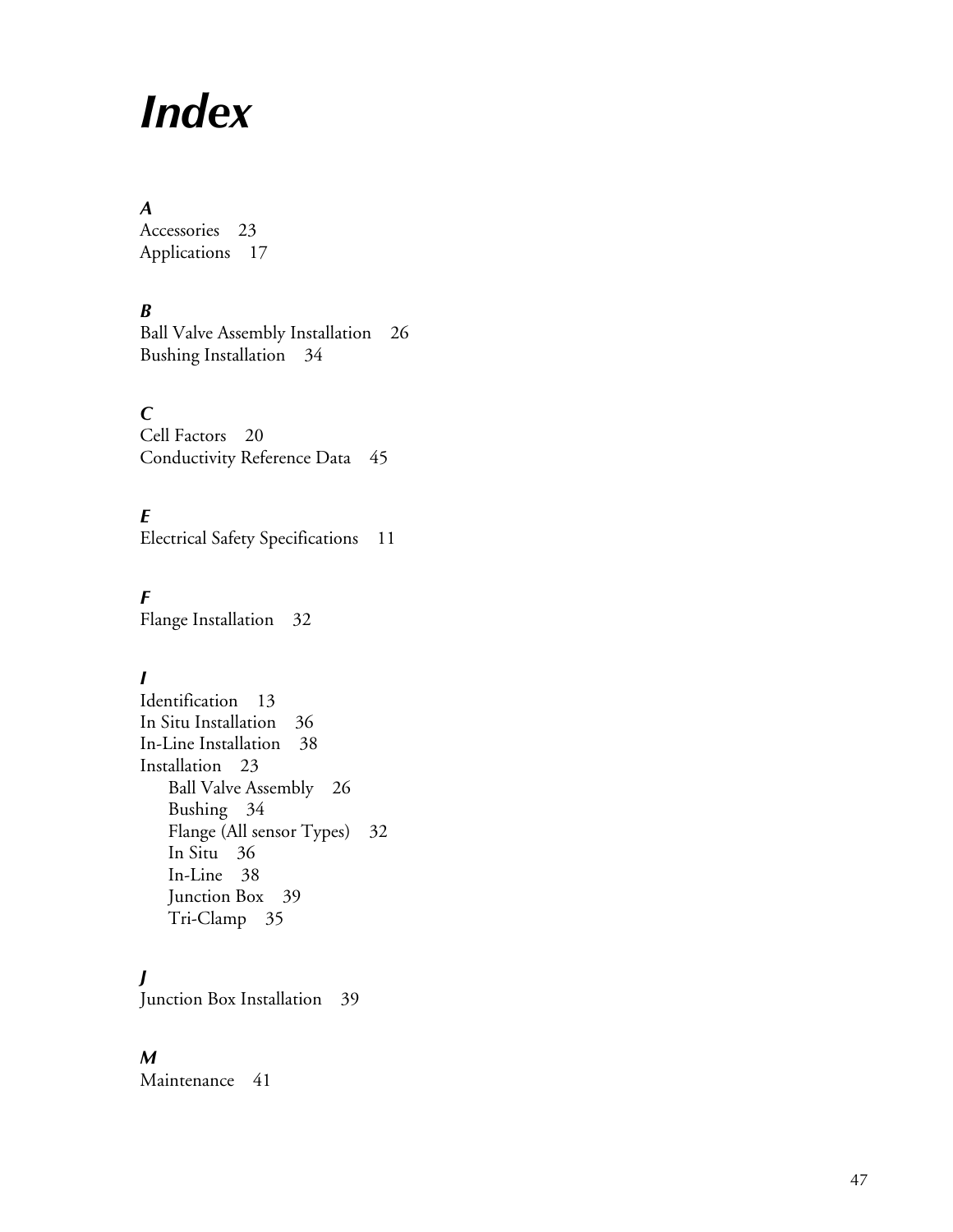# *Index*

### *A*

Accessories 23
Applications 17

### *B*

Ball Valve Assembly Installation 26
Bushing Installation 34

### *C*

Cell Factors 20
Conductivity Reference Data 45

### *E*

Electrical Safety Specifications 11

### *F*

Flange Installation 32

### *I*

Identification 13
In Situ Installation 36
In-Line Installation 38
Installation 23
- Ball Valve Assembly 26
- Bushing 34
- Flange (All sensor Types) 32
- In Situ 36
- In-Line 38
- Junction Box 39
- Tri-Clamp 35

### *J*

Junction Box Installation 39

### *M*

Maintenance 41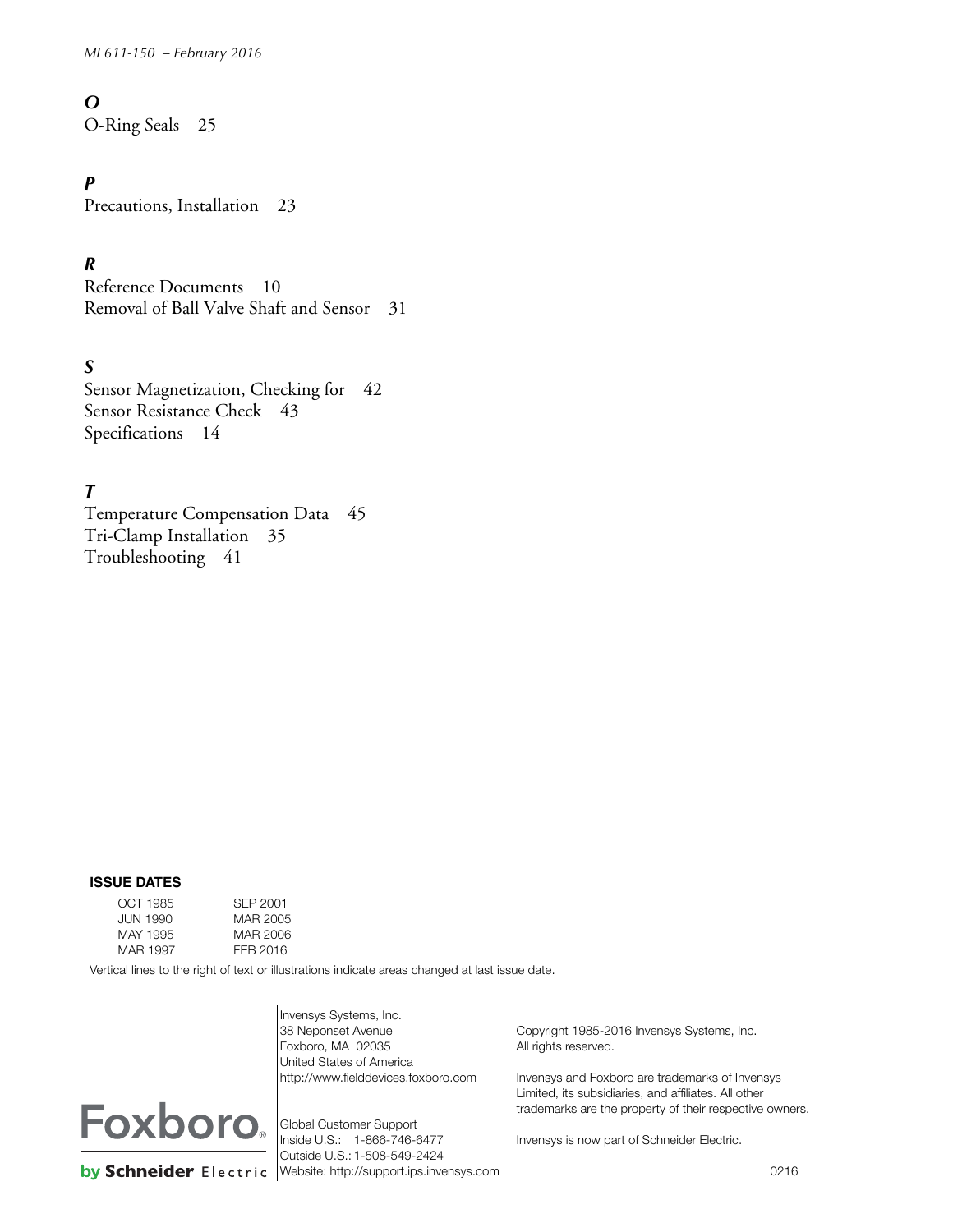## *O*

O-Ring Seals 25

## *P*

Precautions, Installation 23

## *R*

Reference Documents 10
Removal of Ball Valve Shaft and Sensor 31

## *S*

Sensor Magnetization, Checking for 42
Sensor Resistance Check 43
Specifications 14

## *T*

Temperature Compensation Data 45
Tri-Clamp Installation 35
Troubleshooting 41

**ISSUE DATES**

| | |
|---|---|
| OCT 1985 | SEP 2001 |
| JUN 1990 | MAR 2005 |
| MAY 1995 | MAR 2006 |
| MAR 1997 | FEB 2016 |

Vertical lines to the right of text or illustrations indicate areas changed at last issue date.

Foxboro®
by Schneider Electric

Invensys Systems, Inc.
38 Neponset Avenue
Foxboro, MA 02035
United States of America
http://www.fielddevices.foxboro.com

Global Customer Support
Inside U.S.: 1-866-746-6477
Outside U.S.: 1-508-549-2424
Website: http://support.ips.invensys.com

Copyright 1985-2016 Invensys Systems, Inc.
All rights reserved.

Invensys and Foxboro are trademarks of Invensys Limited, its subsidiaries, and affiliates. All other trademarks are the property of their respective owners.

Invensys is now part of Schneider Electric.

0216